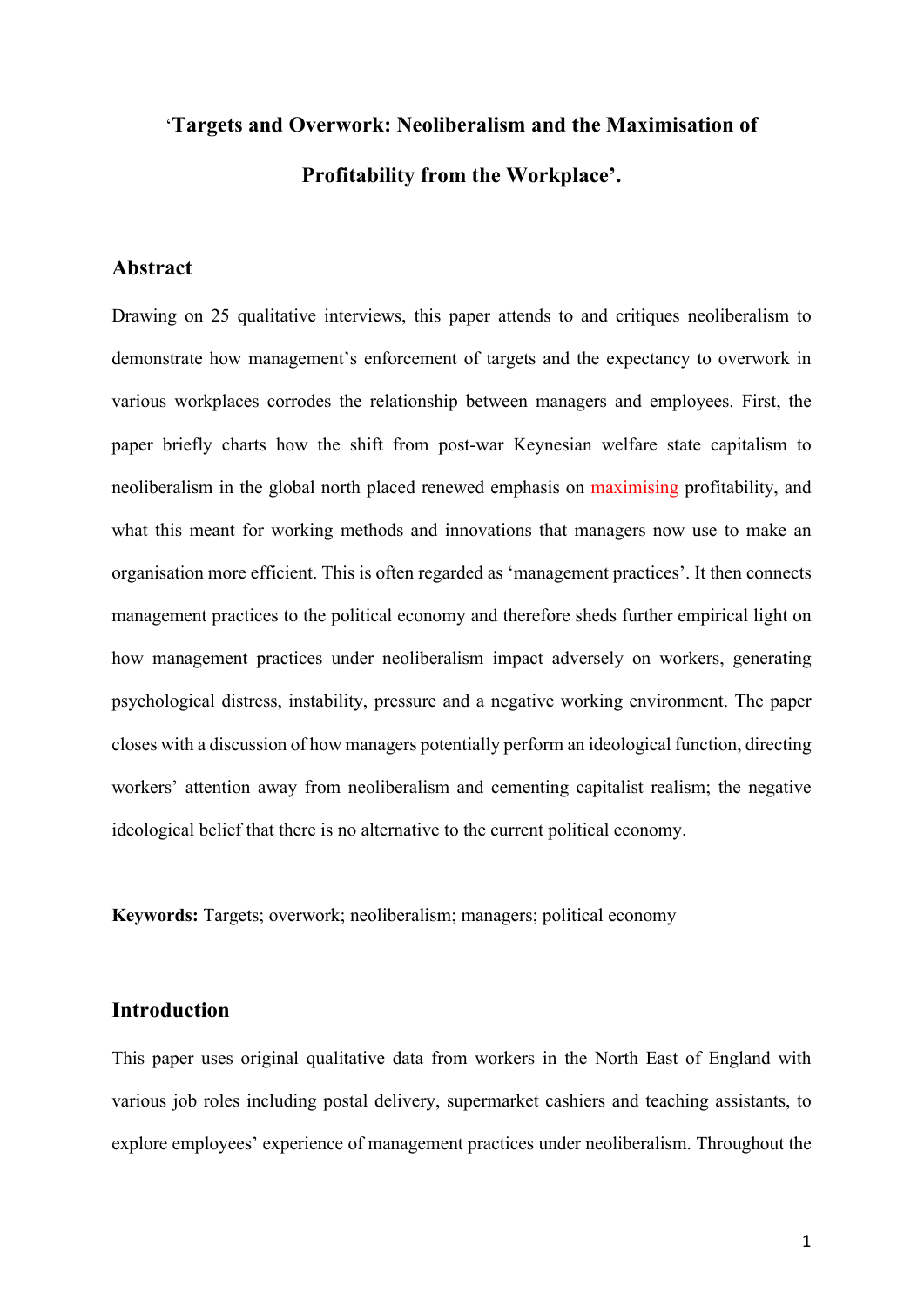# 'Targets and Overwork: Neoliberalism and the Maximisation of Profitability from the Workplace'.

## Abstract

Drawing on 25 qualitative interviews, this paper attends to and critiques neoliberalism to demonstrate how management's enforcement of targets and the expectancy to overwork in various workplaces corrodes the relationship between managers and employees. First, the paper briefly charts how the shift from post-war Keynesian welfare state capitalism to neoliberalism in the global north placed renewed emphasis on maximising profitability, and what this meant for working methods and innovations that managers now use to make an organisation more efficient. This is often regarded as 'management practices'. It then connects management practices to the political economy and therefore sheds further empirical light on how management practices under neoliberalism impact adversely on workers, generating psychological distress, instability, pressure and a negative working environment. The paper closes with a discussion of how managers potentially perform an ideological function, directing workers' attention away from neoliberalism and cementing capitalist realism; the negative ideological belief that there is no alternative to the current political economy.

**Keywords:** Targets; overwork; neoliberalism; managers; political economy

## Introduction

This paper uses original qualitative data from workers in the North East of England with various job roles including postal delivery, supermarket cashiers and teaching assistants, to explore employees' experience of management practices under neoliberalism. Throughout the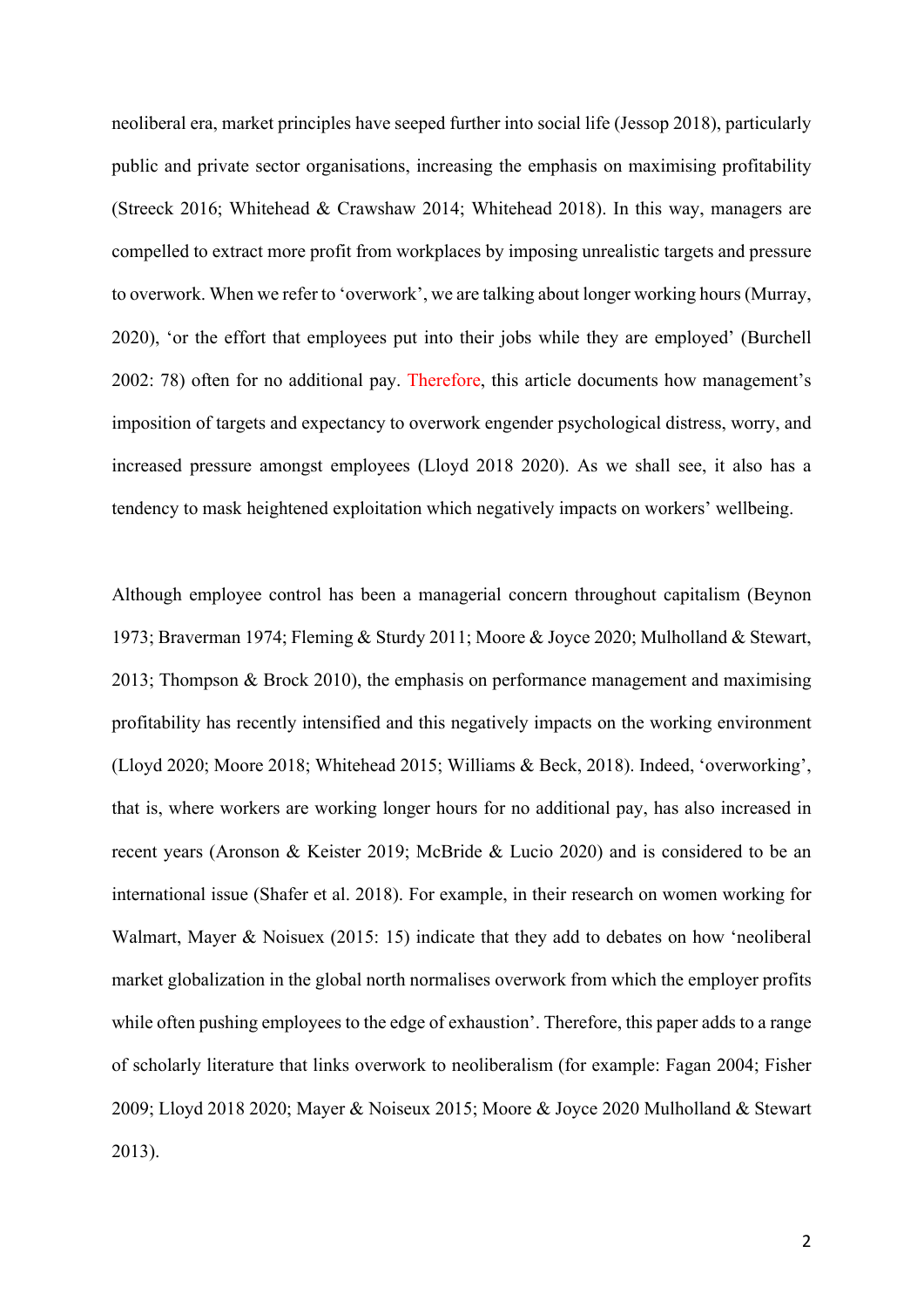neoliberal era, market principles have seeped further into social life (Jessop 2018), particularly public and private sector organisations, increasing the emphasis on maximising profitability (Streeck 2016; Whitehead & Crawshaw 2014; Whitehead 2018). In this way, managers are compelled to extract more profit from workplaces by imposing unrealistic targets and pressure to overwork. When we refer to 'overwork', we are talking about longer working hours (Murray, 2020), 'or the effort that employees put into their jobs while they are employed' (Burchell 2002: 78) often for no additional pay. Therefore, this article documents how management's imposition of targets and expectancy to overwork engender psychological distress, worry, and increased pressure amongst employees (Lloyd 2018 2020). As we shall see, it also has a tendency to mask heightened exploitation which negatively impacts on workers' wellbeing.

Although employee control has been a managerial concern throughout capitalism (Beynon 1973; Braverman 1974; Fleming & Sturdy 2011; Moore & Joyce 2020; Mulholland & Stewart, 2013; Thompson & Brock 2010), the emphasis on performance management and maximising profitability has recently intensified and this negatively impacts on the working environment (Lloyd 2020; Moore 2018; Whitehead 2015; Williams & Beck, 2018). Indeed, 'overworking', that is, where workers are working longer hours for no additional pay, has also increased in recent years (Aronson & Keister 2019; McBride & Lucio 2020) and is considered to be an international issue (Shafer et al. 2018). For example, in their research on women working for Walmart, Mayer & Noisuex (2015: 15) indicate that they add to debates on how 'neoliberal market globalization in the global north normalises overwork from which the employer profits while often pushing employees to the edge of exhaustion'. Therefore, this paper adds to a range of scholarly literature that links overwork to neoliberalism (for example: Fagan 2004; Fisher 2009; Lloyd 2018 2020; Mayer & Noiseux 2015; Moore & Joyce 2020 Mulholland & Stewart 2013).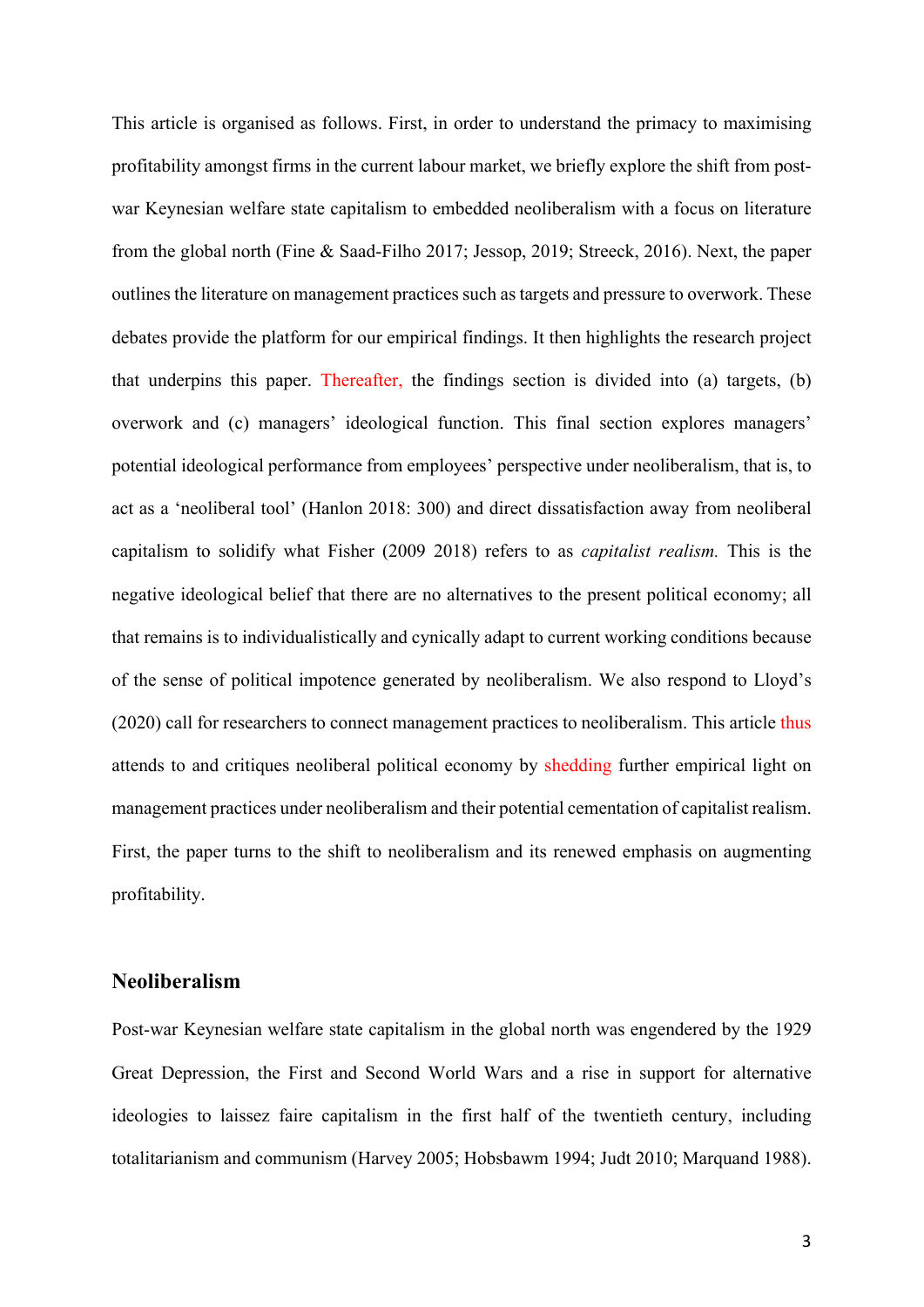This article is organised as follows. First, in order to understand the primacy to maximising profitability amongst firms in the current labour market, we briefly explore the shift from post-war Keynesian welfare state capitalism to embedded neoliberalism with a focus on literature from the global north (Fine & Saad-Filho 2017; Jessop, 2019; Streeck, 2016). Next, the paper outlines the literature on management practices such as targets and pressure to overwork. These debates provide the platform for our empirical findings. It then highlights the research project that underpins this paper. Thereafter, the findings section is divided into (a) targets, (b) overwork and (c) managers' ideological function. This final section explores managers' potential ideological performance from employees' perspective under neoliberalism, that is, to act as a 'neoliberal tool' (Hanlon 2018: 300) and direct dissatisfaction away from neoliberal capitalism to solidify what Fisher (2009 2018) refers to as *capitalist realism.* This is the negative ideological belief that there are no alternatives to the present political economy; all that remains is to individualistically and cynically adapt to current working conditions because of the sense of political impotence generated by neoliberalism. We also respond to Lloyd's (2020) call for researchers to connect management practices to neoliberalism. This article thus attends to and critiques neoliberal political economy by shedding further empirical light on management practices under neoliberalism and their potential cementation of capitalist realism. First, the paper turns to the shift to neoliberalism and its renewed emphasis on augmenting profitability.

## Neoliberalism

Post-war Keynesian welfare state capitalism in the global north was engendered by the 1929 Great Depression, the First and Second World Wars and a rise in support for alternative ideologies to laissez faire capitalism in the first half of the twentieth century, including totalitarianism and communism (Harvey 2005; Hobsbawm 1994; Judt 2010; Marquand 1988).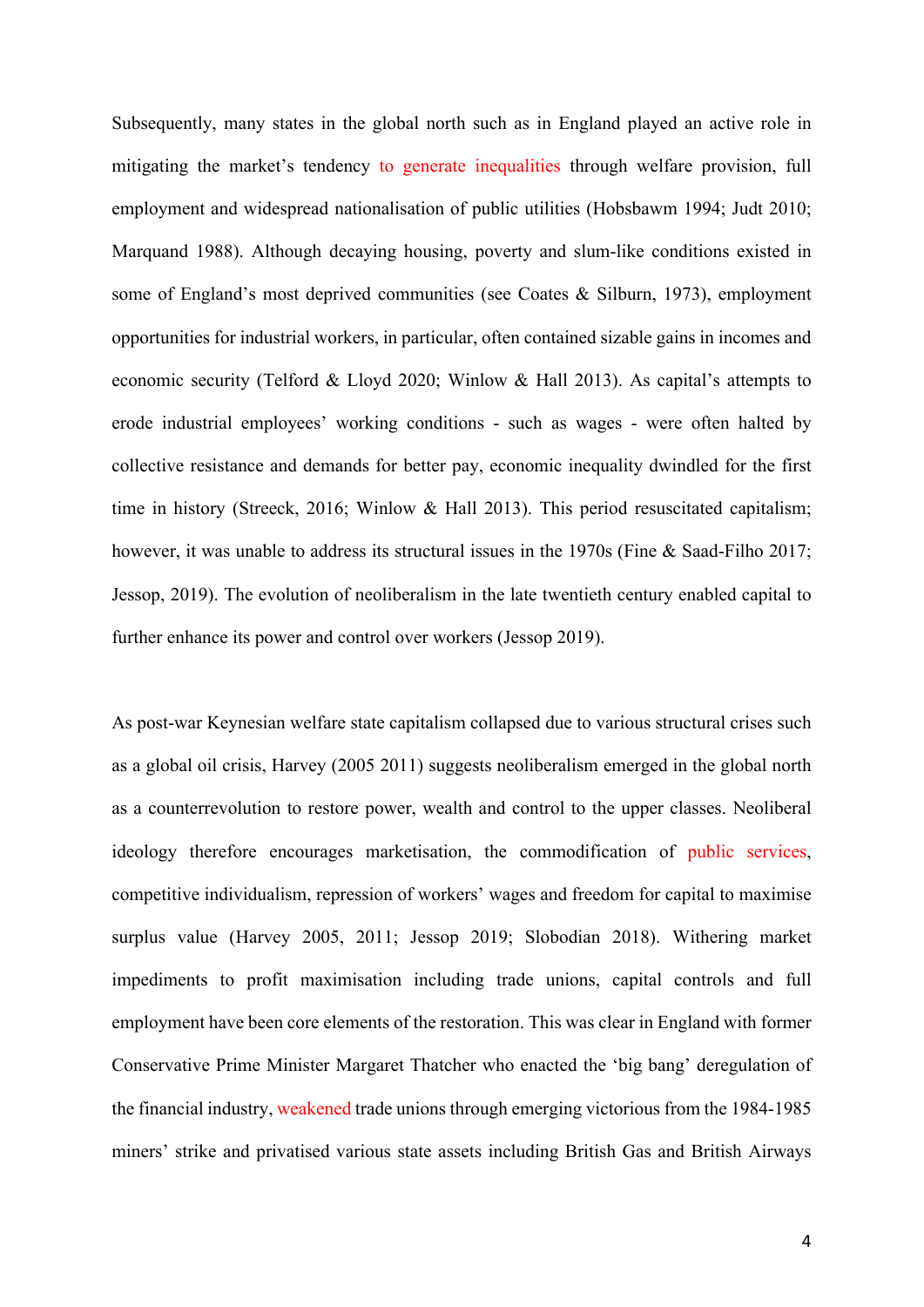Subsequently, many states in the global north such as in England played an active role in mitigating the market's tendency to generate inequalities through welfare provision, full employment and widespread nationalisation of public utilities (Hobsbawm 1994; Judt 2010; Marquand 1988). Although decaying housing, poverty and slum-like conditions existed in some of England's most deprived communities (see Coates & Silburn, 1973), employment opportunities for industrial workers, in particular, often contained sizable gains in incomes and economic security (Telford & Lloyd 2020; Winlow & Hall 2013). As capital's attempts to erode industrial employees' working conditions - such as wages - were often halted by collective resistance and demands for better pay, economic inequality dwindled for the first time in history (Streeck, 2016; Winlow & Hall 2013). This period resuscitated capitalism; however, it was unable to address its structural issues in the 1970s (Fine & Saad-Filho 2017; Jessop, 2019). The evolution of neoliberalism in the late twentieth century enabled capital to further enhance its power and control over workers (Jessop 2019).

As post-war Keynesian welfare state capitalism collapsed due to various structural crises such as a global oil crisis, Harvey (2005 2011) suggests neoliberalism emerged in the global north as a counterrevolution to restore power, wealth and control to the upper classes. Neoliberal ideology therefore encourages marketisation, the commodification of public services, competitive individualism, repression of workers' wages and freedom for capital to maximise surplus value (Harvey 2005, 2011; Jessop 2019; Slobodian 2018). Withering market impediments to profit maximisation including trade unions, capital controls and full employment have been core elements of the restoration. This was clear in England with former Conservative Prime Minister Margaret Thatcher who enacted the 'big bang' deregulation of the financial industry, weakened trade unions through emerging victorious from the 1984-1985 miners' strike and privatised various state assets including British Gas and British Airways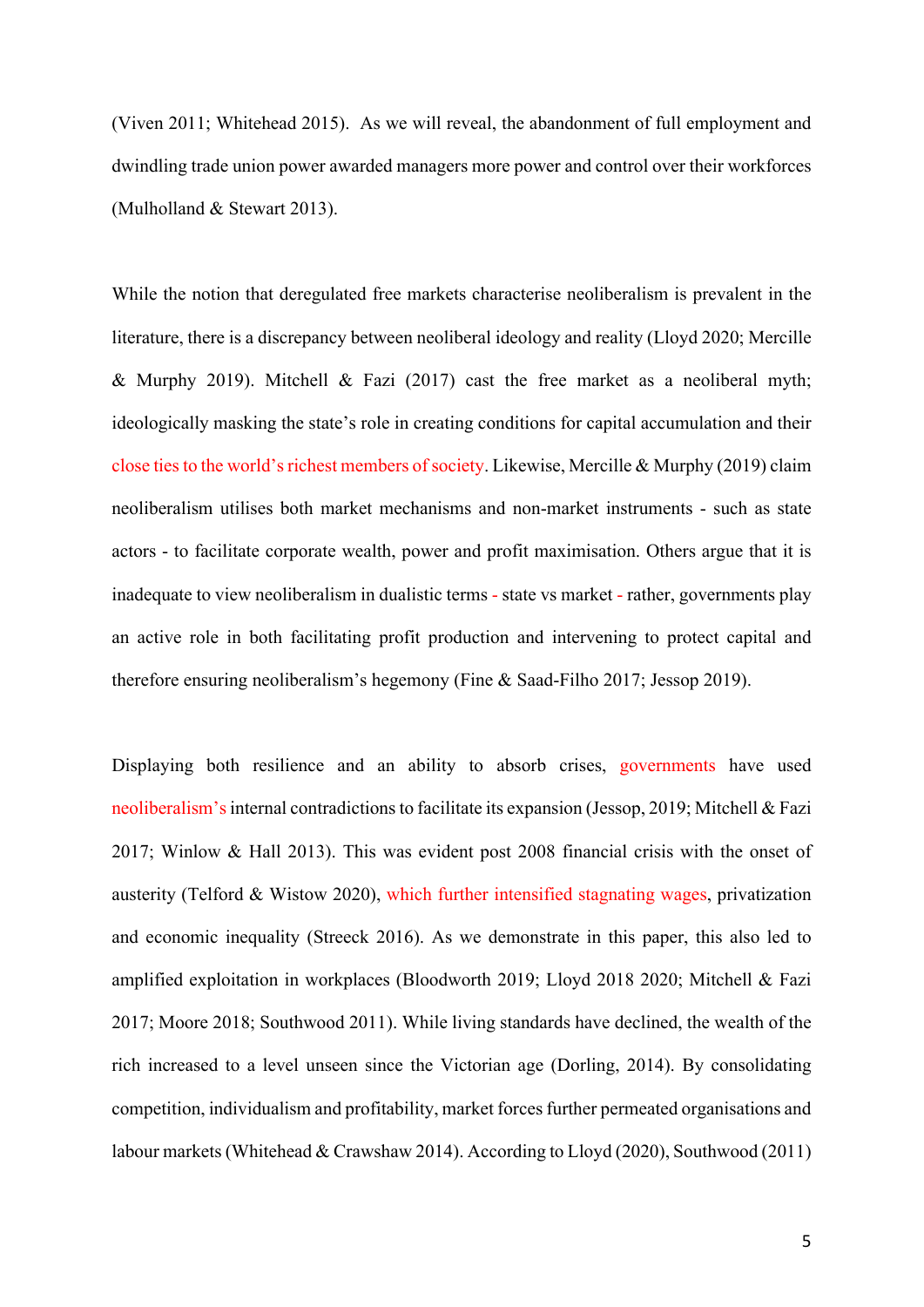(Viven 2011; Whitehead 2015). As we will reveal, the abandonment of full employment and dwindling trade union power awarded managers more power and control over their workforces (Mulholland & Stewart 2013).

While the notion that deregulated free markets characterise neoliberalism is prevalent in the literature, there is a discrepancy between neoliberal ideology and reality (Lloyd 2020; Mercille & Murphy 2019). Mitchell & Fazi (2017) cast the free market as a neoliberal myth; ideologically masking the state's role in creating conditions for capital accumulation and their close ties to the world's richest members of society. Likewise, Mercille & Murphy (2019) claim neoliberalism utilises both market mechanisms and non-market instruments - such as state actors - to facilitate corporate wealth, power and profit maximisation. Others argue that it is inadequate to view neoliberalism in dualistic terms - state vs market - rather, governments play an active role in both facilitating profit production and intervening to protect capital and therefore ensuring neoliberalism's hegemony (Fine & Saad-Filho 2017; Jessop 2019).

Displaying both resilience and an ability to absorb crises, governments have used neoliberalism's internal contradictions to facilitate its expansion (Jessop, 2019; Mitchell & Fazi 2017; Winlow & Hall 2013). This was evident post 2008 financial crisis with the onset of austerity (Telford & Wistow 2020), which further intensified stagnating wages, privatization and economic inequality (Streeck 2016). As we demonstrate in this paper, this also led to amplified exploitation in workplaces (Bloodworth 2019; Lloyd 2018 2020; Mitchell & Fazi 2017; Moore 2018; Southwood 2011). While living standards have declined, the wealth of the rich increased to a level unseen since the Victorian age (Dorling, 2014). By consolidating competition, individualism and profitability, market forces further permeated organisations and labour markets (Whitehead & Crawshaw 2014). According to Lloyd (2020), Southwood (2011)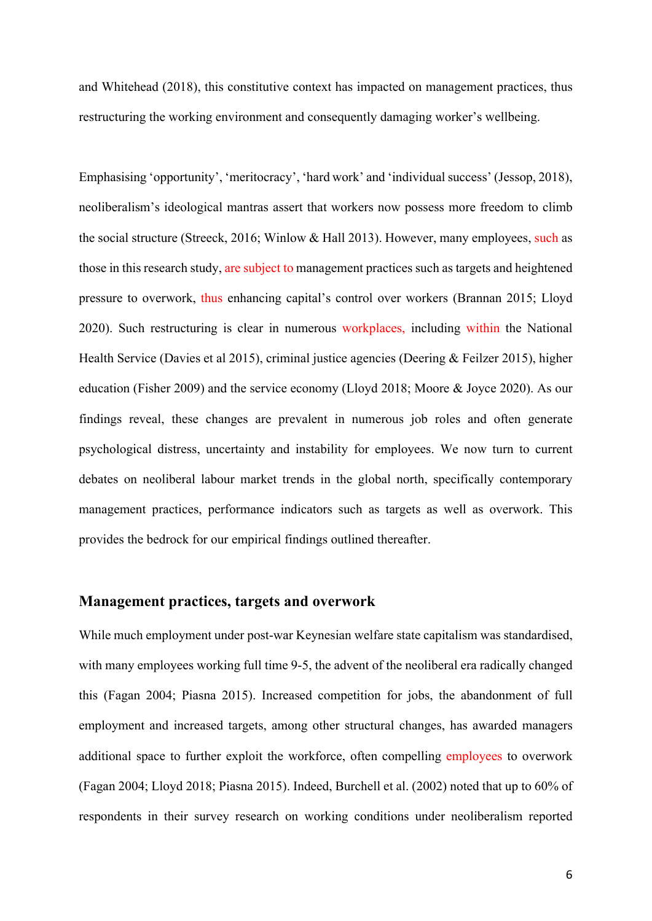and Whitehead (2018), this constitutive context has impacted on management practices, thus restructuring the working environment and consequently damaging worker's wellbeing.

Emphasising 'opportunity', 'meritocracy', 'hard work' and 'individual success' (Jessop, 2018), neoliberalism's ideological mantras assert that workers now possess more freedom to climb the social structure (Streeck, 2016; Winlow & Hall 2013). However, many employees, such as those in this research study, are subject to management practices such as targets and heightened pressure to overwork, thus enhancing capital's control over workers (Brannan 2015; Lloyd 2020). Such restructuring is clear in numerous workplaces, including within the National Health Service (Davies et al 2015), criminal justice agencies (Deering & Feilzer 2015), higher education (Fisher 2009) and the service economy (Lloyd 2018; Moore & Joyce 2020). As our findings reveal, these changes are prevalent in numerous job roles and often generate psychological distress, uncertainty and instability for employees. We now turn to current debates on neoliberal labour market trends in the global north, specifically contemporary management practices, performance indicators such as targets as well as overwork. This provides the bedrock for our empirical findings outlined thereafter.

## Management practices, targets and overwork

While much employment under post-war Keynesian welfare state capitalism was standardised, with many employees working full time 9-5, the advent of the neoliberal era radically changed this (Fagan 2004; Piasna 2015). Increased competition for jobs, the abandonment of full employment and increased targets, among other structural changes, has awarded managers additional space to further exploit the workforce, often compelling employees to overwork (Fagan 2004; Lloyd 2018; Piasna 2015). Indeed, Burchell et al. (2002) noted that up to 60% of respondents in their survey research on working conditions under neoliberalism reported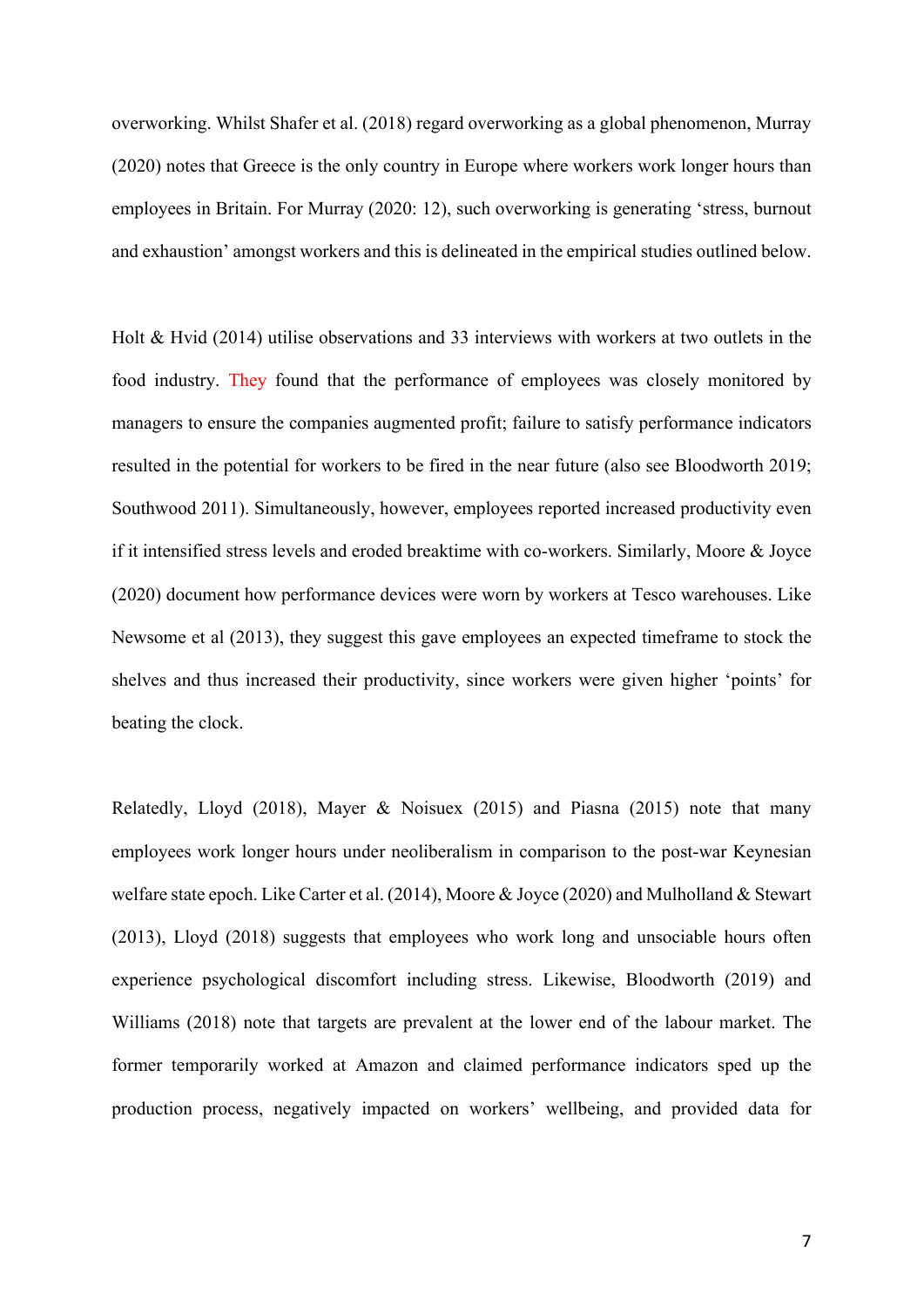overworking. Whilst Shafer et al. (2018) regard overworking as a global phenomenon, Murray (2020) notes that Greece is the only country in Europe where workers work longer hours than employees in Britain. For Murray (2020: 12), such overworking is generating 'stress, burnout and exhaustion' amongst workers and this is delineated in the empirical studies outlined below.

Holt & Hvid (2014) utilise observations and 33 interviews with workers at two outlets in the food industry. They found that the performance of employees was closely monitored by managers to ensure the companies augmented profit; failure to satisfy performance indicators resulted in the potential for workers to be fired in the near future (also see Bloodworth 2019; Southwood 2011). Simultaneously, however, employees reported increased productivity even if it intensified stress levels and eroded breaktime with co-workers. Similarly, Moore & Joyce (2020) document how performance devices were worn by workers at Tesco warehouses. Like Newsome et al (2013), they suggest this gave employees an expected timeframe to stock the shelves and thus increased their productivity, since workers were given higher 'points' for beating the clock.

Relatedly, Lloyd (2018), Mayer & Noisuex (2015) and Piasna (2015) note that many employees work longer hours under neoliberalism in comparison to the post-war Keynesian welfare state epoch. Like Carter et al. (2014), Moore & Joyce (2020) and Mulholland & Stewart (2013), Lloyd (2018) suggests that employees who work long and unsociable hours often experience psychological discomfort including stress. Likewise, Bloodworth (2019) and Williams (2018) note that targets are prevalent at the lower end of the labour market. The former temporarily worked at Amazon and claimed performance indicators sped up the production process, negatively impacted on workers' wellbeing, and provided data for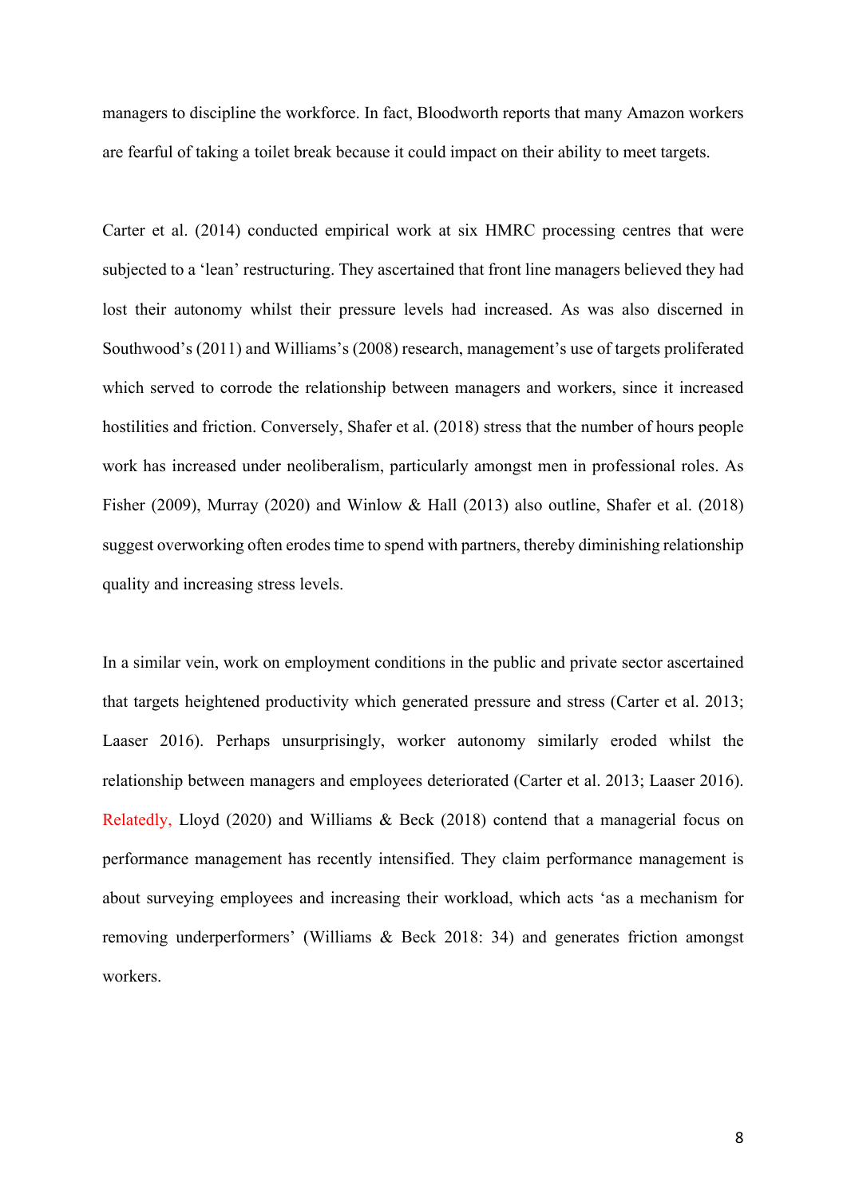managers to discipline the workforce. In fact, Bloodworth reports that many Amazon workers are fearful of taking a toilet break because it could impact on their ability to meet targets.

Carter et al. (2014) conducted empirical work at six HMRC processing centres that were subjected to a 'lean' restructuring. They ascertained that front line managers believed they had lost their autonomy whilst their pressure levels had increased. As was also discerned in Southwood's (2011) and Williams's (2008) research, management's use of targets proliferated which served to corrode the relationship between managers and workers, since it increased hostilities and friction. Conversely, Shafer et al. (2018) stress that the number of hours people work has increased under neoliberalism, particularly amongst men in professional roles. As Fisher (2009), Murray (2020) and Winlow & Hall (2013) also outline, Shafer et al. (2018) suggest overworking often erodes time to spend with partners, thereby diminishing relationship quality and increasing stress levels.

In a similar vein, work on employment conditions in the public and private sector ascertained that targets heightened productivity which generated pressure and stress (Carter et al. 2013; Laaser 2016). Perhaps unsurprisingly, worker autonomy similarly eroded whilst the relationship between managers and employees deteriorated (Carter et al. 2013; Laaser 2016). Relatedly, Lloyd (2020) and Williams & Beck (2018) contend that a managerial focus on performance management has recently intensified. They claim performance management is about surveying employees and increasing their workload, which acts 'as a mechanism for removing underperformers' (Williams & Beck 2018: 34) and generates friction amongst workers.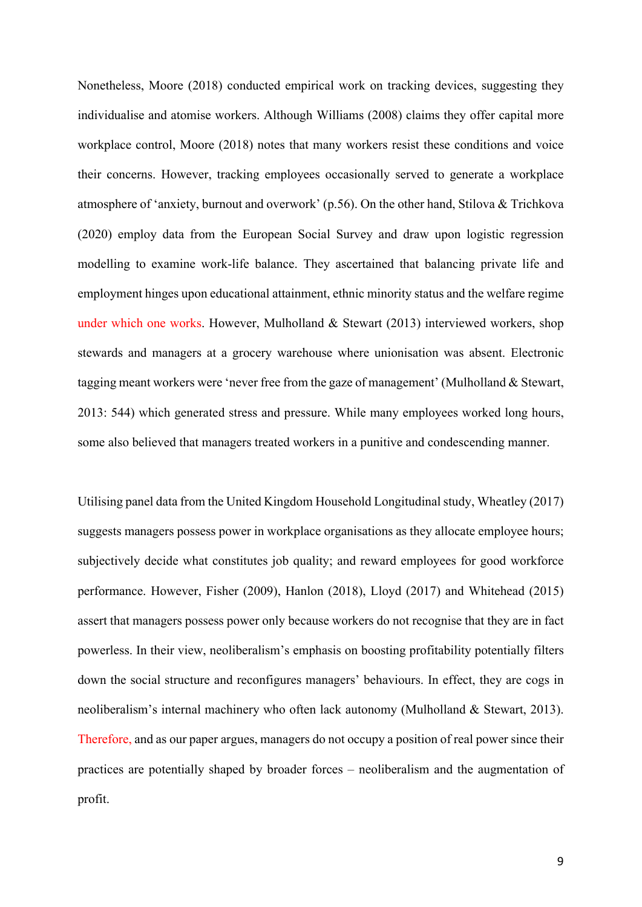Nonetheless, Moore (2018) conducted empirical work on tracking devices, suggesting they individualise and atomise workers. Although Williams (2008) claims they offer capital more workplace control, Moore (2018) notes that many workers resist these conditions and voice their concerns. However, tracking employees occasionally served to generate a workplace atmosphere of 'anxiety, burnout and overwork' (p.56). On the other hand, Stilova & Trichkova (2020) employ data from the European Social Survey and draw upon logistic regression modelling to examine work-life balance. They ascertained that balancing private life and employment hinges upon educational attainment, ethnic minority status and the welfare regime under which one works. However, Mulholland & Stewart (2013) interviewed workers, shop stewards and managers at a grocery warehouse where unionisation was absent. Electronic tagging meant workers were 'never free from the gaze of management' (Mulholland & Stewart, 2013: 544) which generated stress and pressure. While many employees worked long hours, some also believed that managers treated workers in a punitive and condescending manner.

Utilising panel data from the United Kingdom Household Longitudinal study, Wheatley (2017) suggests managers possess power in workplace organisations as they allocate employee hours; subjectively decide what constitutes job quality; and reward employees for good workforce performance. However, Fisher (2009), Hanlon (2018), Lloyd (2017) and Whitehead (2015) assert that managers possess power only because workers do not recognise that they are in fact powerless. In their view, neoliberalism's emphasis on boosting profitability potentially filters down the social structure and reconfigures managers' behaviours. In effect, they are cogs in neoliberalism's internal machinery who often lack autonomy (Mulholland & Stewart, 2013). Therefore, and as our paper argues, managers do not occupy a position of real power since their practices are potentially shaped by broader forces – neoliberalism and the augmentation of profit.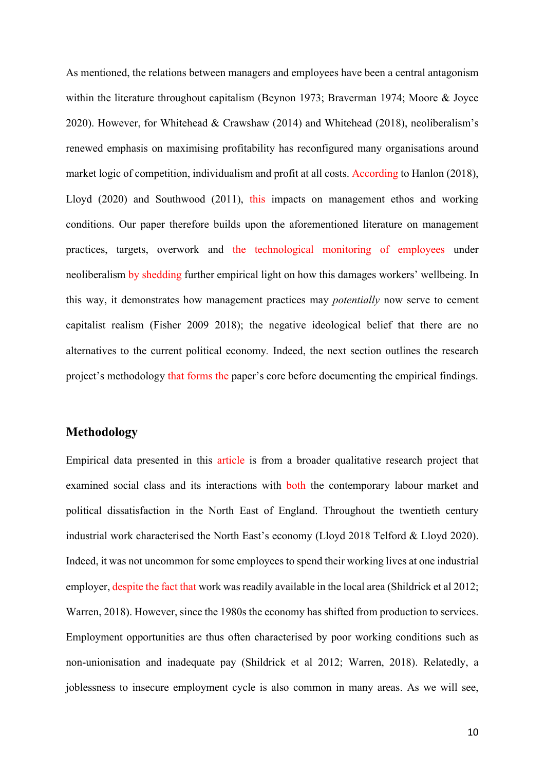As mentioned, the relations between managers and employees have been a central antagonism within the literature throughout capitalism (Beynon 1973; Braverman 1974; Moore & Joyce 2020). However, for Whitehead & Crawshaw (2014) and Whitehead (2018), neoliberalism's renewed emphasis on maximising profitability has reconfigured many organisations around market logic of competition, individualism and profit at all costs. According to Hanlon (2018), Lloyd (2020) and Southwood (2011), this impacts on management ethos and working conditions. Our paper therefore builds upon the aforementioned literature on management practices, targets, overwork and the technological monitoring of employees under neoliberalism by shedding further empirical light on how this damages workers' wellbeing. In this way, it demonstrates how management practices may *potentially* now serve to cement capitalist realism (Fisher 2009 2018); the negative ideological belief that there are no alternatives to the current political economy. Indeed, the next section outlines the research project's methodology that forms the paper's core before documenting the empirical findings.

## Methodology

Empirical data presented in this article is from a broader qualitative research project that examined social class and its interactions with both the contemporary labour market and political dissatisfaction in the North East of England. Throughout the twentieth century industrial work characterised the North East's economy (Lloyd 2018 Telford & Lloyd 2020). Indeed, it was not uncommon for some employees to spend their working lives at one industrial employer, despite the fact that work was readily available in the local area (Shildrick et al 2012; Warren, 2018). However, since the 1980s the economy has shifted from production to services. Employment opportunities are thus often characterised by poor working conditions such as non-unionisation and inadequate pay (Shildrick et al 2012; Warren, 2018). Relatedly, a joblessness to insecure employment cycle is also common in many areas. As we will see,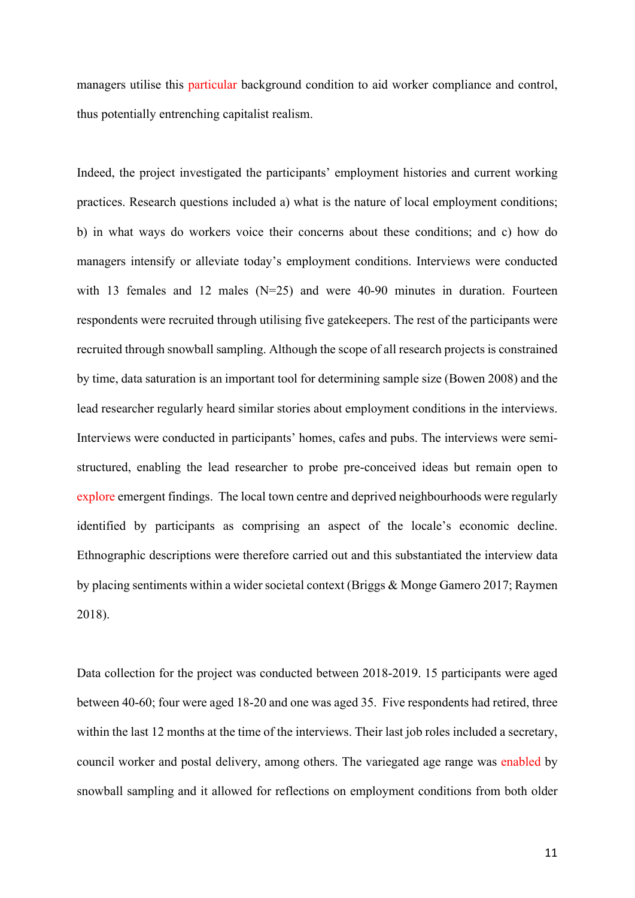managers utilise this particular background condition to aid worker compliance and control, thus potentially entrenching capitalist realism.

Indeed, the project investigated the participants' employment histories and current working practices. Research questions included a) what is the nature of local employment conditions; b) in what ways do workers voice their concerns about these conditions; and c) how do managers intensify or alleviate today's employment conditions. Interviews were conducted with 13 females and 12 males (N=25) and were 40-90 minutes in duration. Fourteen respondents were recruited through utilising five gatekeepers. The rest of the participants were recruited through snowball sampling. Although the scope of all research projects is constrained by time, data saturation is an important tool for determining sample size (Bowen 2008) and the lead researcher regularly heard similar stories about employment conditions in the interviews. Interviews were conducted in participants' homes, cafes and pubs. The interviews were semi-structured, enabling the lead researcher to probe pre-conceived ideas but remain open to explore emergent findings. The local town centre and deprived neighbourhoods were regularly identified by participants as comprising an aspect of the locale's economic decline. Ethnographic descriptions were therefore carried out and this substantiated the interview data by placing sentiments within a wider societal context (Briggs & Monge Gamero 2017; Raymen 2018).

Data collection for the project was conducted between 2018-2019. 15 participants were aged between 40-60; four were aged 18-20 and one was aged 35. Five respondents had retired, three within the last 12 months at the time of the interviews. Their last job roles included a secretary, council worker and postal delivery, among others. The variegated age range was enabled by snowball sampling and it allowed for reflections on employment conditions from both older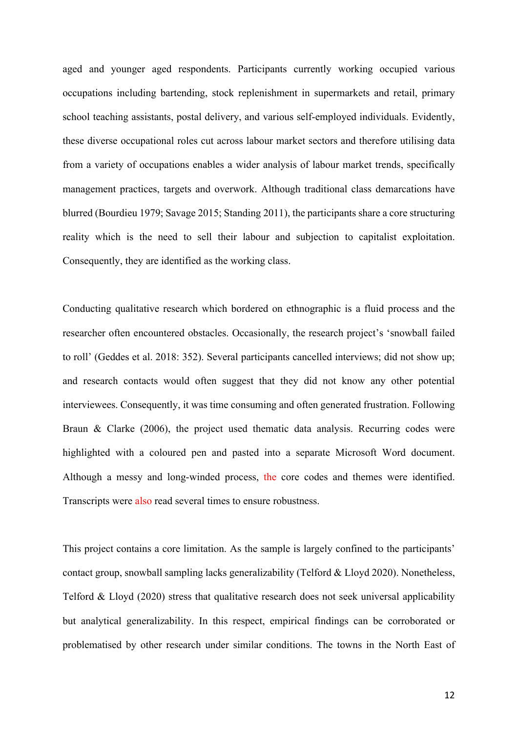aged and younger aged respondents. Participants currently working occupied various occupations including bartending, stock replenishment in supermarkets and retail, primary school teaching assistants, postal delivery, and various self-employed individuals. Evidently, these diverse occupational roles cut across labour market sectors and therefore utilising data from a variety of occupations enables a wider analysis of labour market trends, specifically management practices, targets and overwork. Although traditional class demarcations have blurred (Bourdieu 1979; Savage 2015; Standing 2011), the participants share a core structuring reality which is the need to sell their labour and subjection to capitalist exploitation. Consequently, they are identified as the working class.

Conducting qualitative research which bordered on ethnographic is a fluid process and the researcher often encountered obstacles. Occasionally, the research project's 'snowball failed to roll' (Geddes et al. 2018: 352). Several participants cancelled interviews; did not show up; and research contacts would often suggest that they did not know any other potential interviewees. Consequently, it was time consuming and often generated frustration. Following Braun & Clarke (2006), the project used thematic data analysis. Recurring codes were highlighted with a coloured pen and pasted into a separate Microsoft Word document. Although a messy and long-winded process, the core codes and themes were identified. Transcripts were also read several times to ensure robustness.

This project contains a core limitation. As the sample is largely confined to the participants' contact group, snowball sampling lacks generalizability (Telford & Lloyd 2020). Nonetheless, Telford & Lloyd (2020) stress that qualitative research does not seek universal applicability but analytical generalizability. In this respect, empirical findings can be corroborated or problematised by other research under similar conditions. The towns in the North East of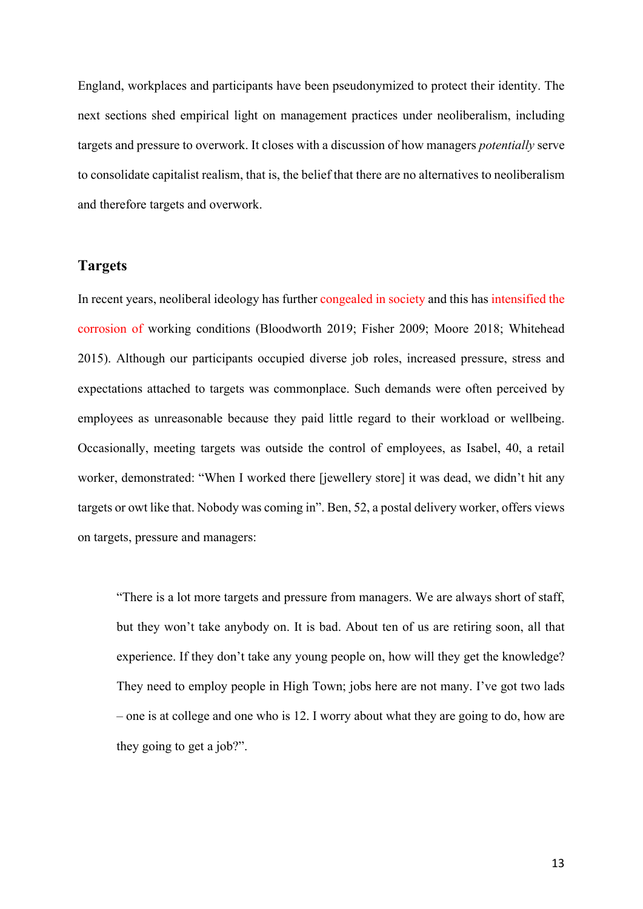England, workplaces and participants have been pseudonymized to protect their identity. The next sections shed empirical light on management practices under neoliberalism, including targets and pressure to overwork. It closes with a discussion of how managers *potentially* serve to consolidate capitalist realism, that is, the belief that there are no alternatives to neoliberalism and therefore targets and overwork.

## Targets

In recent years, neoliberal ideology has further congealed in society and this has intensified the corrosion of working conditions (Bloodworth 2019; Fisher 2009; Moore 2018; Whitehead 2015). Although our participants occupied diverse job roles, increased pressure, stress and expectations attached to targets was commonplace. Such demands were often perceived by employees as unreasonable because they paid little regard to their workload or wellbeing. Occasionally, meeting targets was outside the control of employees, as Isabel, 40, a retail worker, demonstrated: "When I worked there [jewellery store] it was dead, we didn't hit any targets or owt like that. Nobody was coming in". Ben, 52, a postal delivery worker, offers views on targets, pressure and managers:

> "There is a lot more targets and pressure from managers. We are always short of staff, but they won't take anybody on. It is bad. About ten of us are retiring soon, all that experience. If they don't take any young people on, how will they get the knowledge? They need to employ people in High Town; jobs here are not many. I've got two lads – one is at college and one who is 12. I worry about what they are going to do, how are they going to get a job?".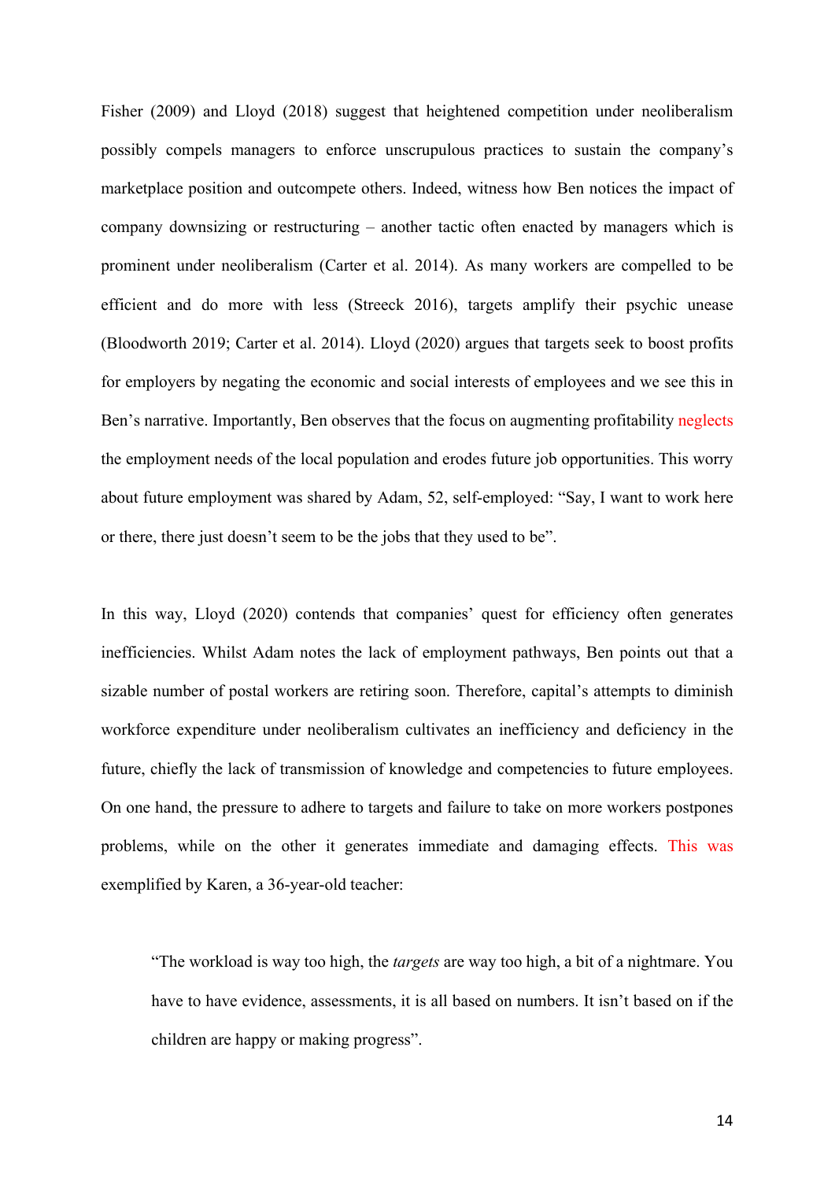Fisher (2009) and Lloyd (2018) suggest that heightened competition under neoliberalism possibly compels managers to enforce unscrupulous practices to sustain the company's marketplace position and outcompete others. Indeed, witness how Ben notices the impact of company downsizing or restructuring – another tactic often enacted by managers which is prominent under neoliberalism (Carter et al. 2014). As many workers are compelled to be efficient and do more with less (Streeck 2016), targets amplify their psychic unease (Bloodworth 2019; Carter et al. 2014). Lloyd (2020) argues that targets seek to boost profits for employers by negating the economic and social interests of employees and we see this in Ben's narrative. Importantly, Ben observes that the focus on augmenting profitability neglects the employment needs of the local population and erodes future job opportunities. This worry about future employment was shared by Adam, 52, self-employed: "Say, I want to work here or there, there just doesn't seem to be the jobs that they used to be".

In this way, Lloyd (2020) contends that companies' quest for efficiency often generates inefficiencies. Whilst Adam notes the lack of employment pathways, Ben points out that a sizable number of postal workers are retiring soon. Therefore, capital's attempts to diminish workforce expenditure under neoliberalism cultivates an inefficiency and deficiency in the future, chiefly the lack of transmission of knowledge and competencies to future employees. On one hand, the pressure to adhere to targets and failure to take on more workers postpones problems, while on the other it generates immediate and damaging effects. This was exemplified by Karen, a 36-year-old teacher:

> "The workload is way too high, the *targets* are way too high, a bit of a nightmare. You have to have evidence, assessments, it is all based on numbers. It isn't based on if the children are happy or making progress".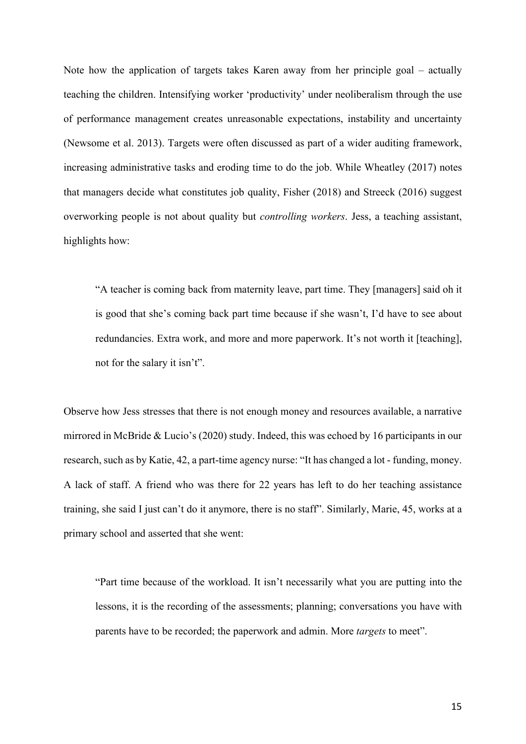Note how the application of targets takes Karen away from her principle goal – actually teaching the children. Intensifying worker 'productivity' under neoliberalism through the use of performance management creates unreasonable expectations, instability and uncertainty (Newsome et al. 2013). Targets were often discussed as part of a wider auditing framework, increasing administrative tasks and eroding time to do the job. While Wheatley (2017) notes that managers decide what constitutes job quality, Fisher (2018) and Streeck (2016) suggest overworking people is not about quality but *controlling workers*. Jess, a teaching assistant, highlights how:

> "A teacher is coming back from maternity leave, part time. They [managers] said oh it is good that she's coming back part time because if she wasn't, I'd have to see about redundancies. Extra work, and more and more paperwork. It's not worth it [teaching], not for the salary it isn't".

Observe how Jess stresses that there is not enough money and resources available, a narrative mirrored in McBride & Lucio's (2020) study. Indeed, this was echoed by 16 participants in our research, such as by Katie, 42, a part-time agency nurse: "It has changed a lot - funding, money. A lack of staff. A friend who was there for 22 years has left to do her teaching assistance training, she said I just can't do it anymore, there is no staff". Similarly, Marie, 45, works at a primary school and asserted that she went:

> "Part time because of the workload. It isn't necessarily what you are putting into the lessons, it is the recording of the assessments; planning; conversations you have with parents have to be recorded; the paperwork and admin. More *targets* to meet".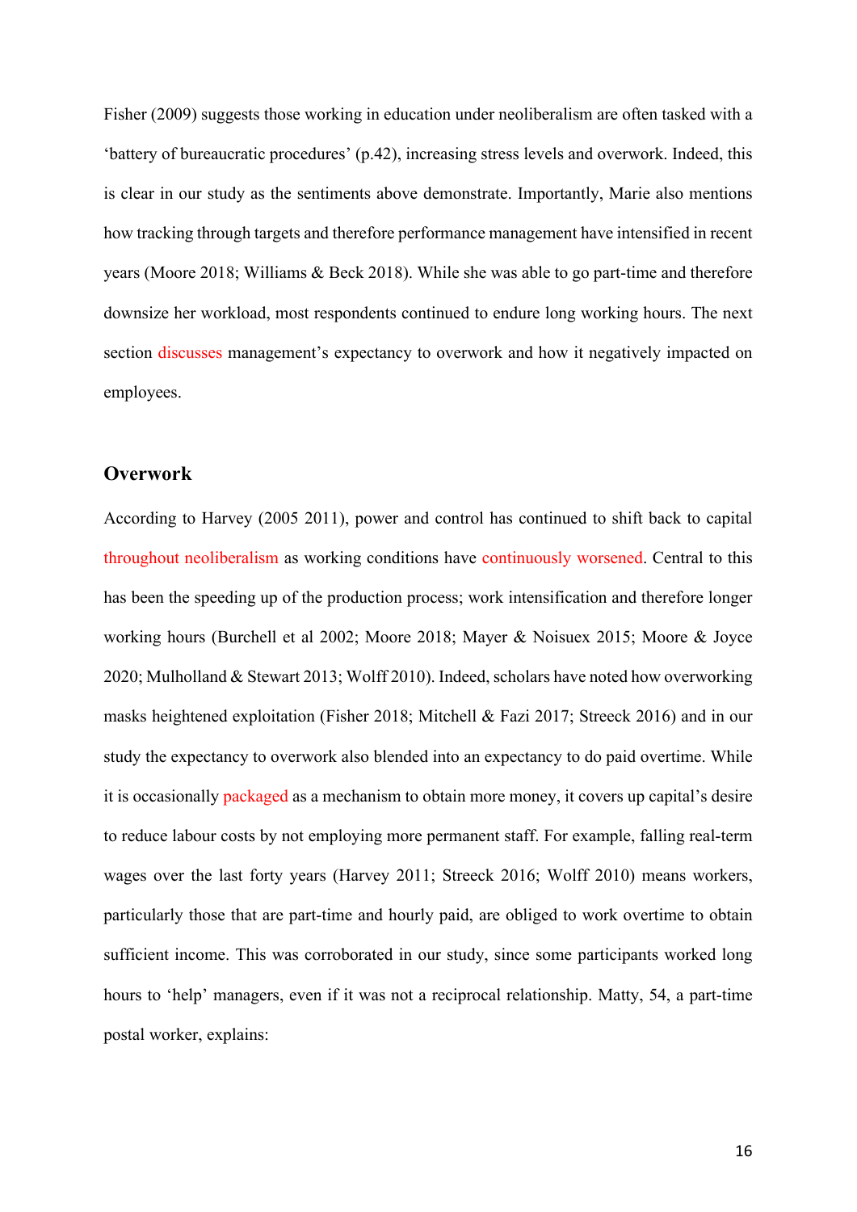Fisher (2009) suggests those working in education under neoliberalism are often tasked with a 'battery of bureaucratic procedures' (p.42), increasing stress levels and overwork. Indeed, this is clear in our study as the sentiments above demonstrate. Importantly, Marie also mentions how tracking through targets and therefore performance management have intensified in recent years (Moore 2018; Williams & Beck 2018). While she was able to go part-time and therefore downsize her workload, most respondents continued to endure long working hours. The next section discusses management's expectancy to overwork and how it negatively impacted on employees.

## Overwork

According to Harvey (2005 2011), power and control has continued to shift back to capital throughout neoliberalism as working conditions have continuously worsened. Central to this has been the speeding up of the production process; work intensification and therefore longer working hours (Burchell et al 2002; Moore 2018; Mayer & Noisuex 2015; Moore & Joyce 2020; Mulholland & Stewart 2013; Wolff 2010). Indeed, scholars have noted how overworking masks heightened exploitation (Fisher 2018; Mitchell & Fazi 2017; Streeck 2016) and in our study the expectancy to overwork also blended into an expectancy to do paid overtime. While it is occasionally packaged as a mechanism to obtain more money, it covers up capital's desire to reduce labour costs by not employing more permanent staff. For example, falling real-term wages over the last forty years (Harvey 2011; Streeck 2016; Wolff 2010) means workers, particularly those that are part-time and hourly paid, are obliged to work overtime to obtain sufficient income. This was corroborated in our study, since some participants worked long hours to 'help' managers, even if it was not a reciprocal relationship. Matty, 54, a part-time postal worker, explains: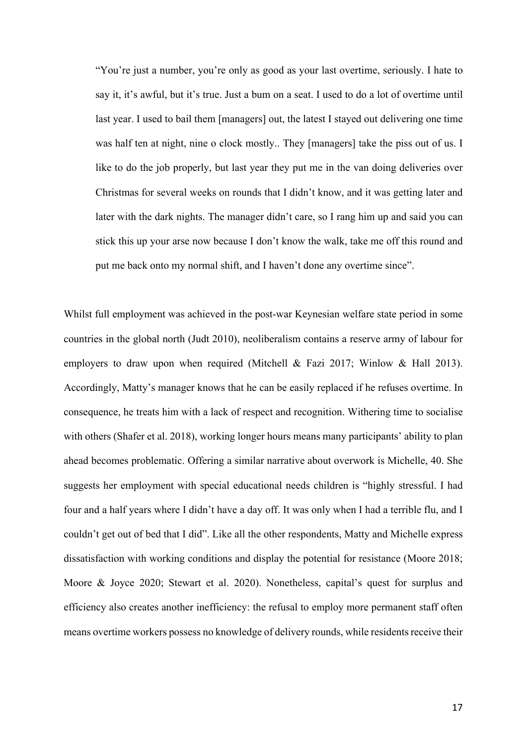> “You’re just a number, you’re only as good as your last overtime, seriously. I hate to say it, it’s awful, but it’s true. Just a bum on a seat. I used to do a lot of overtime until last year. I used to bail them [managers] out, the latest I stayed out delivering one time was half ten at night, nine o clock mostly.. They [managers] take the piss out of us. I like to do the job properly, but last year they put me in the van doing deliveries over Christmas for several weeks on rounds that I didn’t know, and it was getting later and later with the dark nights. The manager didn’t care, so I rang him up and said you can stick this up your arse now because I don’t know the walk, take me off this round and put me back onto my normal shift, and I haven’t done any overtime since”.

Whilst full employment was achieved in the post-war Keynesian welfare state period in some countries in the global north (Judt 2010), neoliberalism contains a reserve army of labour for employers to draw upon when required (Mitchell & Fazi 2017; Winlow & Hall 2013). Accordingly, Matty’s manager knows that he can be easily replaced if he refuses overtime. In consequence, he treats him with a lack of respect and recognition. Withering time to socialise with others (Shafer et al. 2018), working longer hours means many participants’ ability to plan ahead becomes problematic. Offering a similar narrative about overwork is Michelle, 40. She suggests her employment with special educational needs children is “highly stressful. I had four and a half years where I didn’t have a day off. It was only when I had a terrible flu, and I couldn’t get out of bed that I did”. Like all the other respondents, Matty and Michelle express dissatisfaction with working conditions and display the potential for resistance (Moore 2018; Moore & Joyce 2020; Stewart et al. 2020). Nonetheless, capital’s quest for surplus and efficiency also creates another inefficiency: the refusal to employ more permanent staff often means overtime workers possess no knowledge of delivery rounds, while residents receive their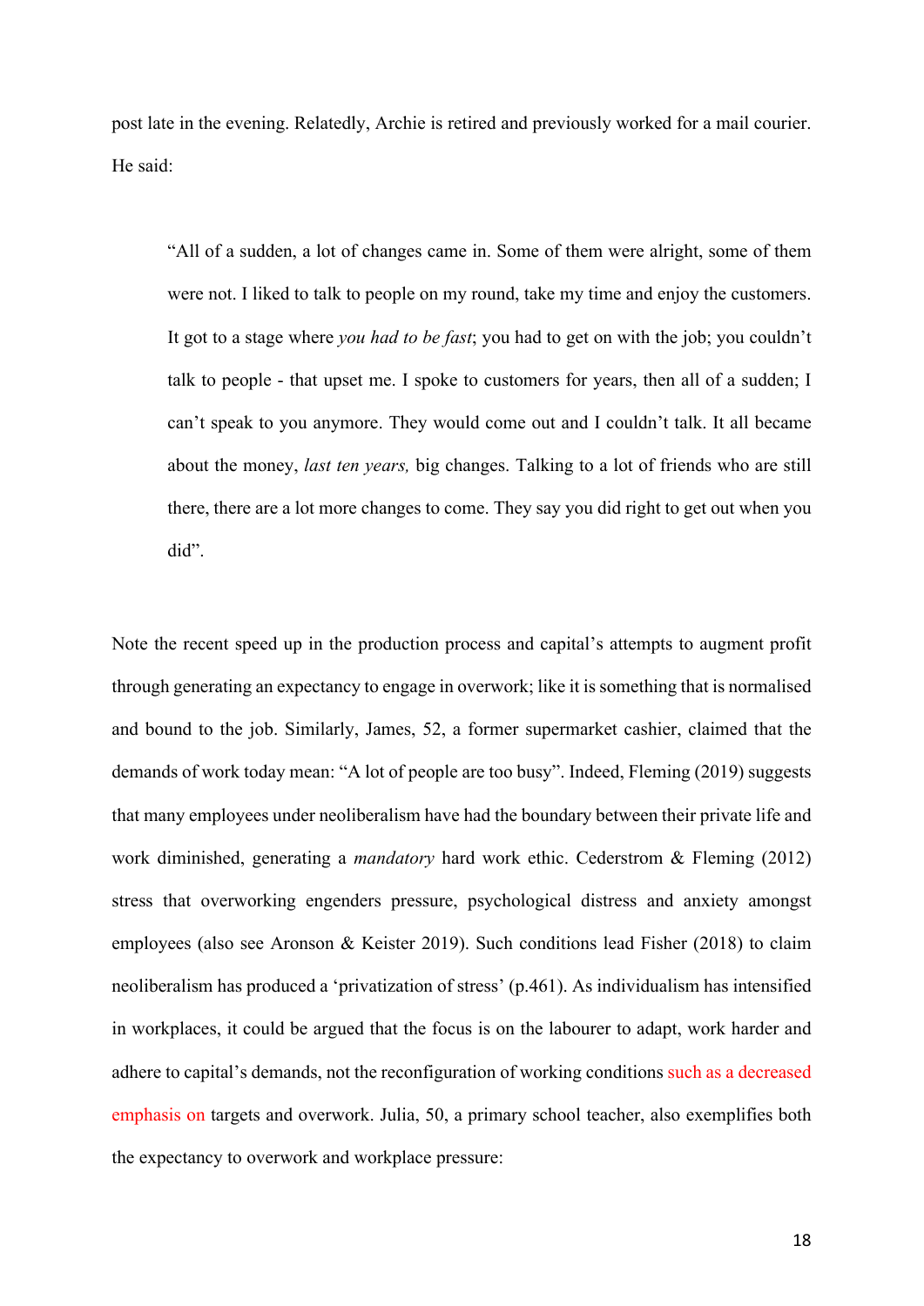post late in the evening. Relatedly, Archie is retired and previously worked for a mail courier. He said:

> "All of a sudden, a lot of changes came in. Some of them were alright, some of them were not. I liked to talk to people on my round, take my time and enjoy the customers. It got to a stage where *you had to be fast*; you had to get on with the job; you couldn't talk to people - that upset me. I spoke to customers for years, then all of a sudden; I can't speak to you anymore. They would come out and I couldn't talk. It all became about the money, *last ten years,* big changes. Talking to a lot of friends who are still there, there are a lot more changes to come. They say you did right to get out when you did".

Note the recent speed up in the production process and capital's attempts to augment profit through generating an expectancy to engage in overwork; like it is something that is normalised and bound to the job. Similarly, James, 52, a former supermarket cashier, claimed that the demands of work today mean: "A lot of people are too busy". Indeed, Fleming (2019) suggests that many employees under neoliberalism have had the boundary between their private life and work diminished, generating a *mandatory* hard work ethic. Cederstrom & Fleming (2012) stress that overworking engenders pressure, psychological distress and anxiety amongst employees (also see Aronson & Keister 2019). Such conditions lead Fisher (2018) to claim neoliberalism has produced a 'privatization of stress' (p.461). As individualism has intensified in workplaces, it could be argued that the focus is on the labourer to adapt, work harder and adhere to capital's demands, not the reconfiguration of working conditions such as a decreased emphasis on targets and overwork. Julia, 50, a primary school teacher, also exemplifies both the expectancy to overwork and workplace pressure: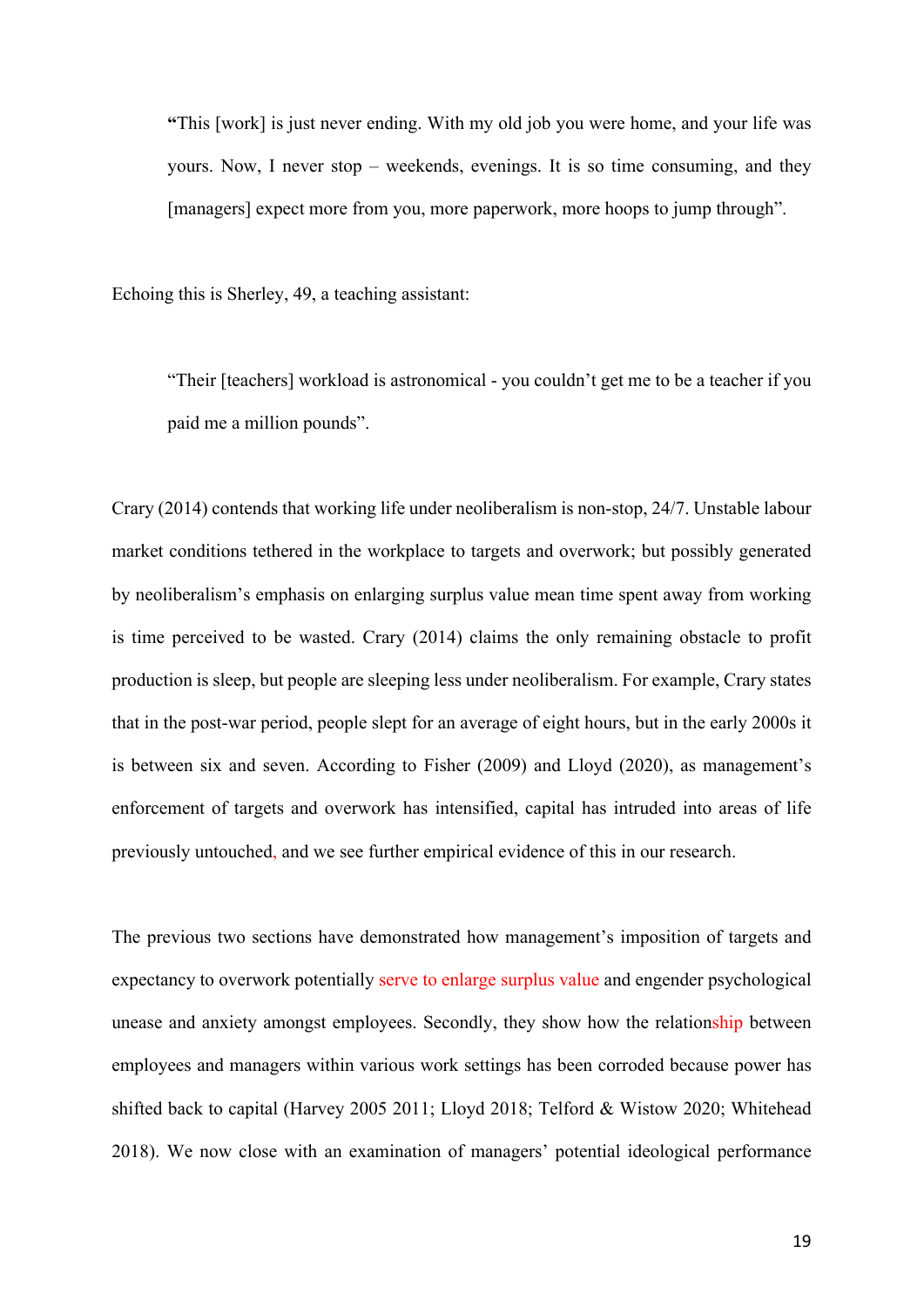> "This [work] is just never ending. With my old job you were home, and your life was yours. Now, I never stop – weekends, evenings. It is so time consuming, and they [managers] expect more from you, more paperwork, more hoops to jump through".

Echoing this is Sherley, 49, a teaching assistant:

> "Their [teachers] workload is astronomical - you couldn't get me to be a teacher if you paid me a million pounds".

Crary (2014) contends that working life under neoliberalism is non-stop, 24/7. Unstable labour market conditions tethered in the workplace to targets and overwork; but possibly generated by neoliberalism's emphasis on enlarging surplus value mean time spent away from working is time perceived to be wasted. Crary (2014) claims the only remaining obstacle to profit production is sleep, but people are sleeping less under neoliberalism. For example, Crary states that in the post-war period, people slept for an average of eight hours, but in the early 2000s it is between six and seven. According to Fisher (2009) and Lloyd (2020), as management's enforcement of targets and overwork has intensified, capital has intruded into areas of life previously untouched, and we see further empirical evidence of this in our research.

The previous two sections have demonstrated how management's imposition of targets and expectancy to overwork potentially serve to enlarge surplus value and engender psychological unease and anxiety amongst employees. Secondly, they show how the relationship between employees and managers within various work settings has been corroded because power has shifted back to capital (Harvey 2005 2011; Lloyd 2018; Telford & Wistow 2020; Whitehead 2018). We now close with an examination of managers' potential ideological performance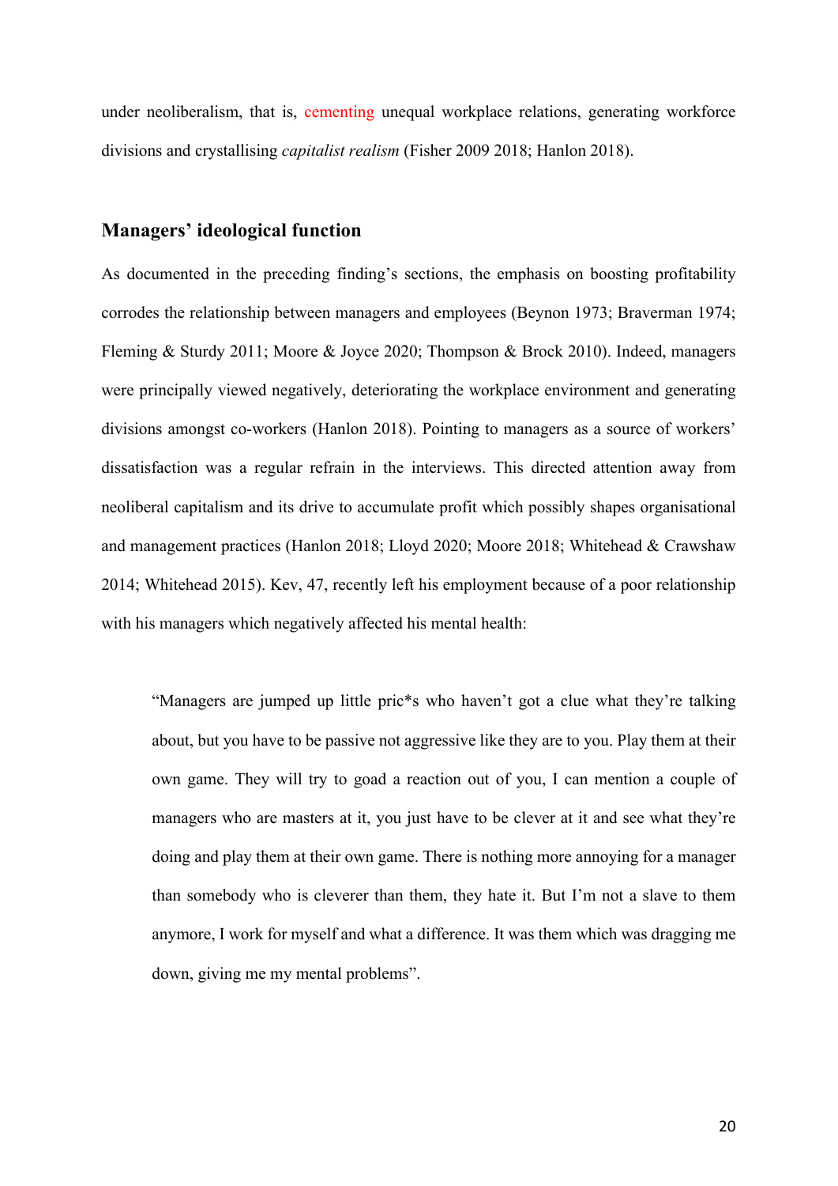under neoliberalism, that is, cementing unequal workplace relations, generating workforce divisions and crystallising *capitalist realism* (Fisher 2009 2018; Hanlon 2018).

## Managers' ideological function

As documented in the preceding finding's sections, the emphasis on boosting profitability corrodes the relationship between managers and employees (Beynon 1973; Braverman 1974; Fleming & Sturdy 2011; Moore & Joyce 2020; Thompson & Brock 2010). Indeed, managers were principally viewed negatively, deteriorating the workplace environment and generating divisions amongst co-workers (Hanlon 2018). Pointing to managers as a source of workers' dissatisfaction was a regular refrain in the interviews. This directed attention away from neoliberal capitalism and its drive to accumulate profit which possibly shapes organisational and management practices (Hanlon 2018; Lloyd 2020; Moore 2018; Whitehead & Crawshaw 2014; Whitehead 2015). Kev, 47, recently left his employment because of a poor relationship with his managers which negatively affected his mental health:

> "Managers are jumped up little pric*s who haven't got a clue what they're talking about, but you have to be passive not aggressive like they are to you. Play them at their own game. They will try to goad a reaction out of you, I can mention a couple of managers who are masters at it, you just have to be clever at it and see what they're doing and play them at their own game. There is nothing more annoying for a manager than somebody who is cleverer than them, they hate it. But I'm not a slave to them anymore, I work for myself and what a difference. It was them which was dragging me down, giving me my mental problems".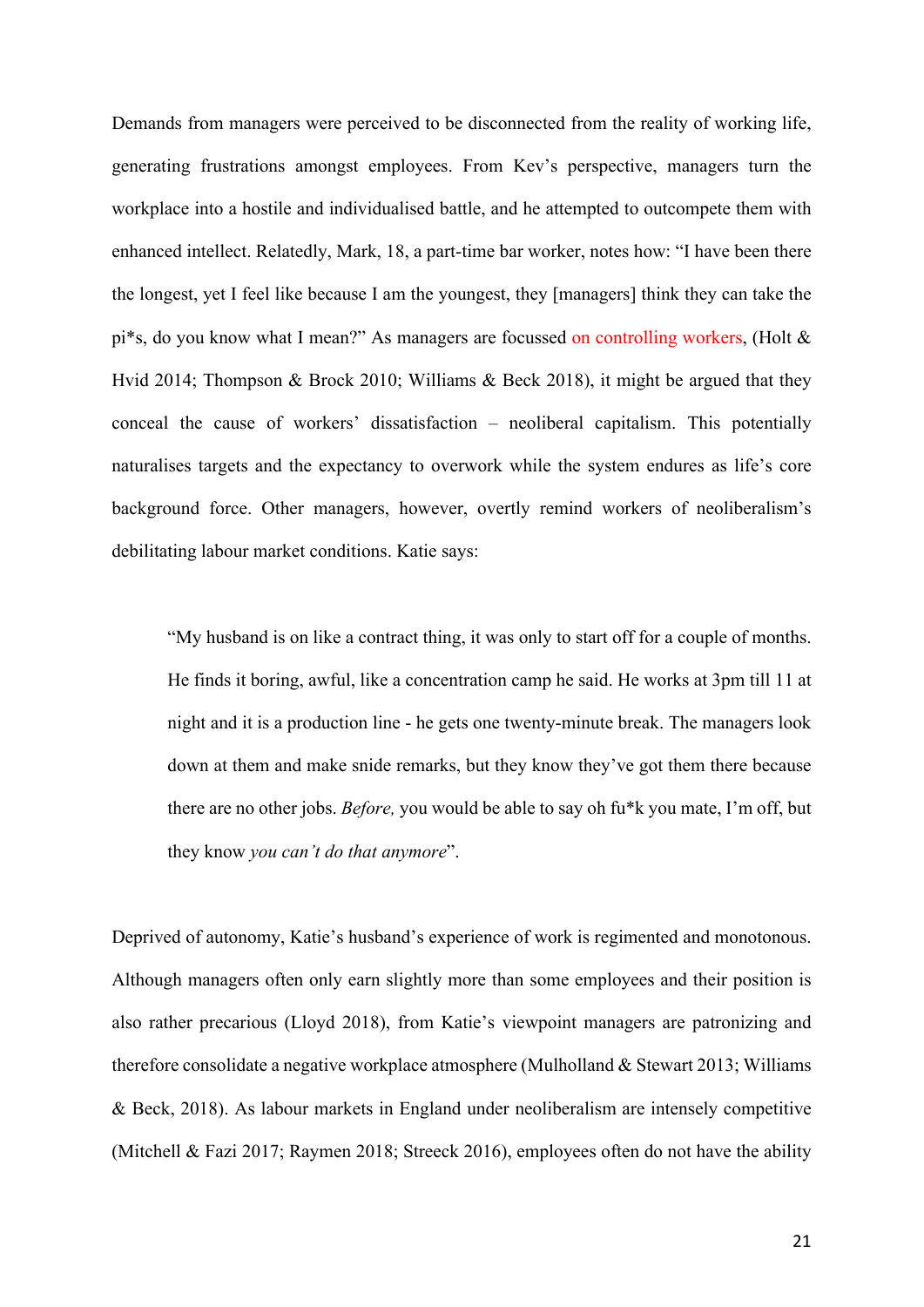Demands from managers were perceived to be disconnected from the reality of working life, generating frustrations amongst employees. From Kev's perspective, managers turn the workplace into a hostile and individualised battle, and he attempted to outcompete them with enhanced intellect. Relatedly, Mark, 18, a part-time bar worker, notes how: "I have been there the longest, yet I feel like because I am the youngest, they [managers] think they can take the pi*s, do you know what I mean?" As managers are focussed on controlling workers, (Holt & Hvid 2014; Thompson & Brock 2010; Williams & Beck 2018), it might be argued that they conceal the cause of workers' dissatisfaction – neoliberal capitalism. This potentially naturalises targets and the expectancy to overwork while the system endures as life's core background force. Other managers, however, overtly remind workers of neoliberalism's debilitating labour market conditions. Katie says:

> "My husband is on like a contract thing, it was only to start off for a couple of months. He finds it boring, awful, like a concentration camp he said. He works at 3pm till 11 at night and it is a production line - he gets one twenty-minute break. The managers look down at them and make snide remarks, but they know they've got them there because there are no other jobs. *Before,* you would be able to say oh fu*k you mate, I'm off, but they know *you can't do that anymore*".

Deprived of autonomy, Katie's husband's experience of work is regimented and monotonous. Although managers often only earn slightly more than some employees and their position is also rather precarious (Lloyd 2018), from Katie's viewpoint managers are patronizing and therefore consolidate a negative workplace atmosphere (Mulholland & Stewart 2013; Williams & Beck, 2018). As labour markets in England under neoliberalism are intensely competitive (Mitchell & Fazi 2017; Raymen 2018; Streeck 2016), employees often do not have the ability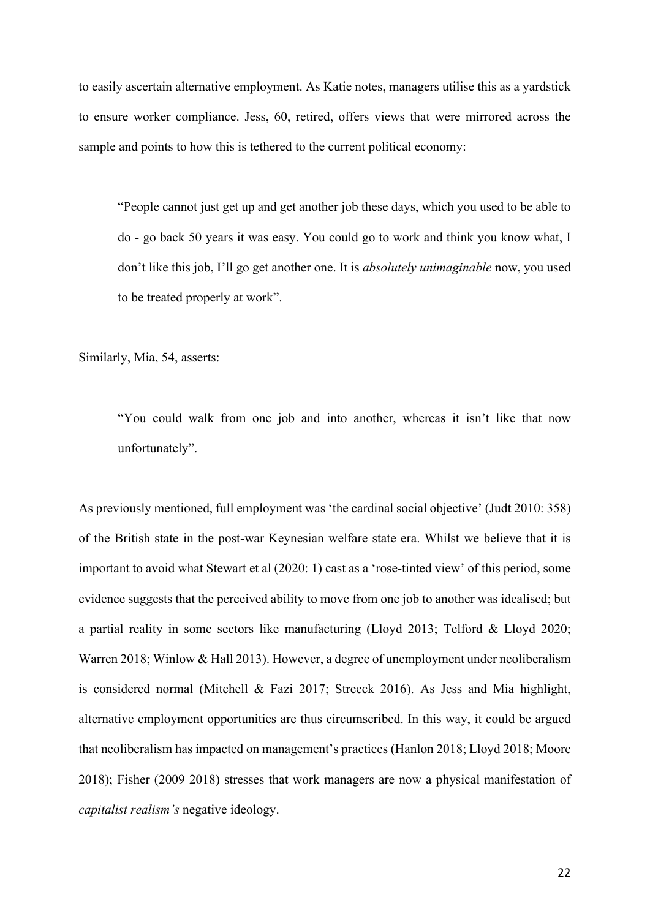to easily ascertain alternative employment. As Katie notes, managers utilise this as a yardstick to ensure worker compliance. Jess, 60, retired, offers views that were mirrored across the sample and points to how this is tethered to the current political economy:

> "People cannot just get up and get another job these days, which you used to be able to do - go back 50 years it was easy. You could go to work and think you know what, I don't like this job, I'll go get another one. It is *absolutely unimaginable* now, you used to be treated properly at work".

Similarly, Mia, 54, asserts:

> "You could walk from one job and into another, whereas it isn't like that now unfortunately".

As previously mentioned, full employment was 'the cardinal social objective' (Judt 2010: 358) of the British state in the post-war Keynesian welfare state era. Whilst we believe that it is important to avoid what Stewart et al (2020: 1) cast as a 'rose-tinted view' of this period, some evidence suggests that the perceived ability to move from one job to another was idealised; but a partial reality in some sectors like manufacturing (Lloyd 2013; Telford & Lloyd 2020; Warren 2018; Winlow & Hall 2013). However, a degree of unemployment under neoliberalism is considered normal (Mitchell & Fazi 2017; Streeck 2016). As Jess and Mia highlight, alternative employment opportunities are thus circumscribed. In this way, it could be argued that neoliberalism has impacted on management's practices (Hanlon 2018; Lloyd 2018; Moore 2018); Fisher (2009 2018) stresses that work managers are now a physical manifestation of *capitalist realism's* negative ideology.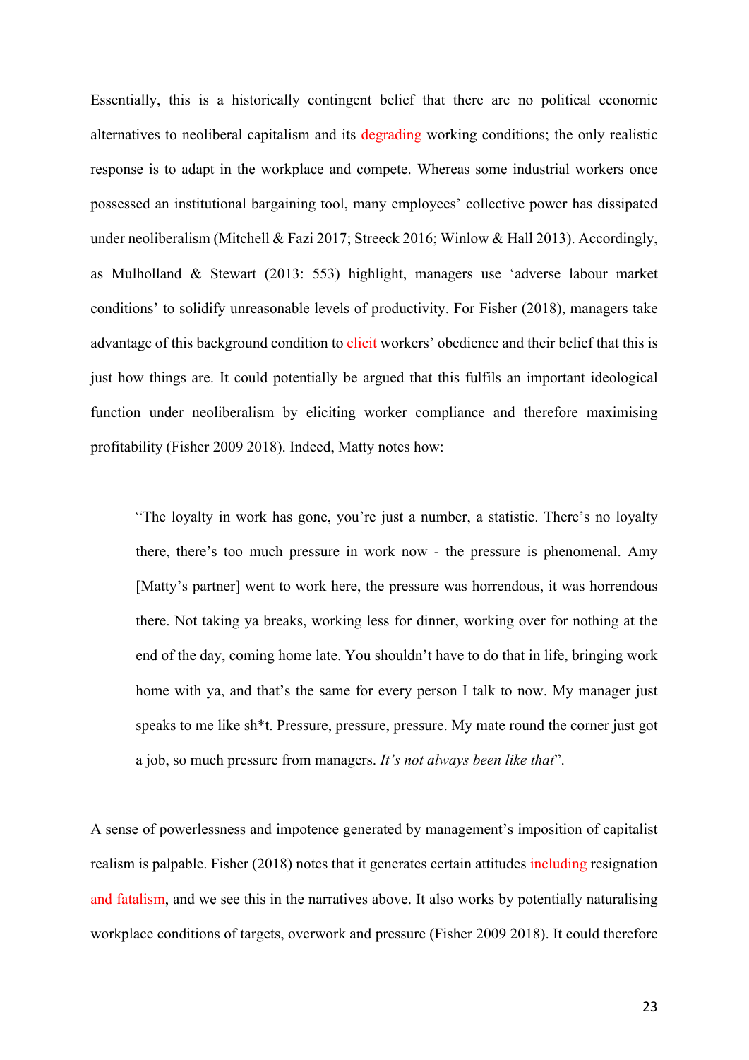Essentially, this is a historically contingent belief that there are no political economic alternatives to neoliberal capitalism and its degrading working conditions; the only realistic response is to adapt in the workplace and compete. Whereas some industrial workers once possessed an institutional bargaining tool, many employees' collective power has dissipated under neoliberalism (Mitchell & Fazi 2017; Streeck 2016; Winlow & Hall 2013). Accordingly, as Mulholland & Stewart (2013: 553) highlight, managers use 'adverse labour market conditions' to solidify unreasonable levels of productivity. For Fisher (2018), managers take advantage of this background condition to elicit workers' obedience and their belief that this is just how things are. It could potentially be argued that this fulfils an important ideological function under neoliberalism by eliciting worker compliance and therefore maximising profitability (Fisher 2009 2018). Indeed, Matty notes how:

> "The loyalty in work has gone, you're just a number, a statistic. There's no loyalty there, there's too much pressure in work now - the pressure is phenomenal. Amy [Matty's partner] went to work here, the pressure was horrendous, it was horrendous there. Not taking ya breaks, working less for dinner, working over for nothing at the end of the day, coming home late. You shouldn't have to do that in life, bringing work home with ya, and that's the same for every person I talk to now. My manager just speaks to me like sh*t. Pressure, pressure, pressure. My mate round the corner just got a job, so much pressure from managers. *It's not always been like that*".

A sense of powerlessness and impotence generated by management's imposition of capitalist realism is palpable. Fisher (2018) notes that it generates certain attitudes including resignation and fatalism, and we see this in the narratives above. It also works by potentially naturalising workplace conditions of targets, overwork and pressure (Fisher 2009 2018). It could therefore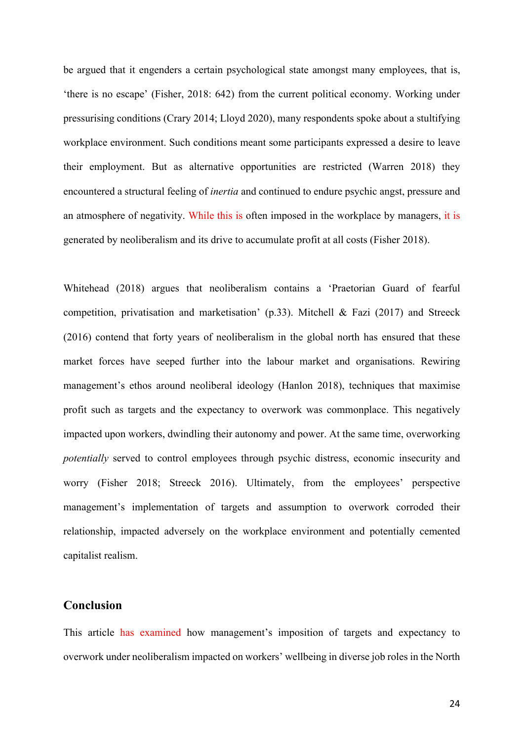be argued that it engenders a certain psychological state amongst many employees, that is, 'there is no escape' (Fisher, 2018: 642) from the current political economy. Working under pressurising conditions (Crary 2014; Lloyd 2020), many respondents spoke about a stultifying workplace environment. Such conditions meant some participants expressed a desire to leave their employment. But as alternative opportunities are restricted (Warren 2018) they encountered a structural feeling of *inertia* and continued to endure psychic angst, pressure and an atmosphere of negativity. While this is often imposed in the workplace by managers, it is generated by neoliberalism and its drive to accumulate profit at all costs (Fisher 2018).

Whitehead (2018) argues that neoliberalism contains a 'Praetorian Guard of fearful competition, privatisation and marketisation' (p.33). Mitchell & Fazi (2017) and Streeck (2016) contend that forty years of neoliberalism in the global north has ensured that these market forces have seeped further into the labour market and organisations. Rewiring management's ethos around neoliberal ideology (Hanlon 2018), techniques that maximise profit such as targets and the expectancy to overwork was commonplace. This negatively impacted upon workers, dwindling their autonomy and power. At the same time, overworking *potentially* served to control employees through psychic distress, economic insecurity and worry (Fisher 2018; Streeck 2016). Ultimately, from the employees' perspective management's implementation of targets and assumption to overwork corroded their relationship, impacted adversely on the workplace environment and potentially cemented capitalist realism.

## Conclusion

This article has examined how management's imposition of targets and expectancy to overwork under neoliberalism impacted on workers' wellbeing in diverse job roles in the North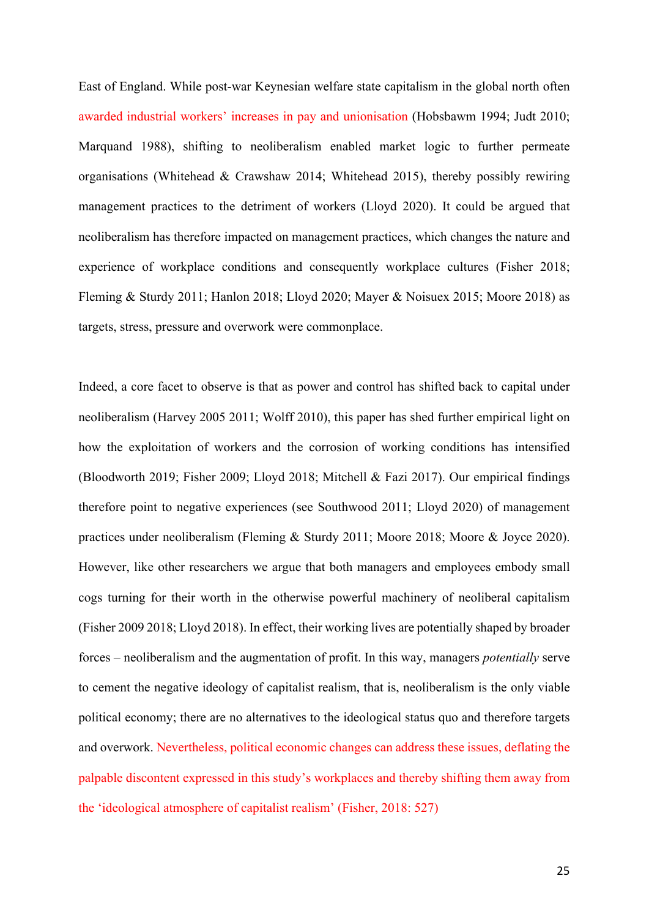East of England. While post-war Keynesian welfare state capitalism in the global north often awarded industrial workers' increases in pay and unionisation (Hobsbawm 1994; Judt 2010; Marquand 1988), shifting to neoliberalism enabled market logic to further permeate organisations (Whitehead & Crawshaw 2014; Whitehead 2015), thereby possibly rewiring management practices to the detriment of workers (Lloyd 2020). It could be argued that neoliberalism has therefore impacted on management practices, which changes the nature and experience of workplace conditions and consequently workplace cultures (Fisher 2018; Fleming & Sturdy 2011; Hanlon 2018; Lloyd 2020; Mayer & Noisuex 2015; Moore 2018) as targets, stress, pressure and overwork were commonplace.

Indeed, a core facet to observe is that as power and control has shifted back to capital under neoliberalism (Harvey 2005 2011; Wolff 2010), this paper has shed further empirical light on how the exploitation of workers and the corrosion of working conditions has intensified (Bloodworth 2019; Fisher 2009; Lloyd 2018; Mitchell & Fazi 2017). Our empirical findings therefore point to negative experiences (see Southwood 2011; Lloyd 2020) of management practices under neoliberalism (Fleming & Sturdy 2011; Moore 2018; Moore & Joyce 2020). However, like other researchers we argue that both managers and employees embody small cogs turning for their worth in the otherwise powerful machinery of neoliberal capitalism (Fisher 2009 2018; Lloyd 2018). In effect, their working lives are potentially shaped by broader forces – neoliberalism and the augmentation of profit. In this way, managers *potentially* serve to cement the negative ideology of capitalist realism, that is, neoliberalism is the only viable political economy; there are no alternatives to the ideological status quo and therefore targets and overwork. Nevertheless, political economic changes can address these issues, deflating the palpable discontent expressed in this study's workplaces and thereby shifting them away from the 'ideological atmosphere of capitalist realism' (Fisher, 2018: 527)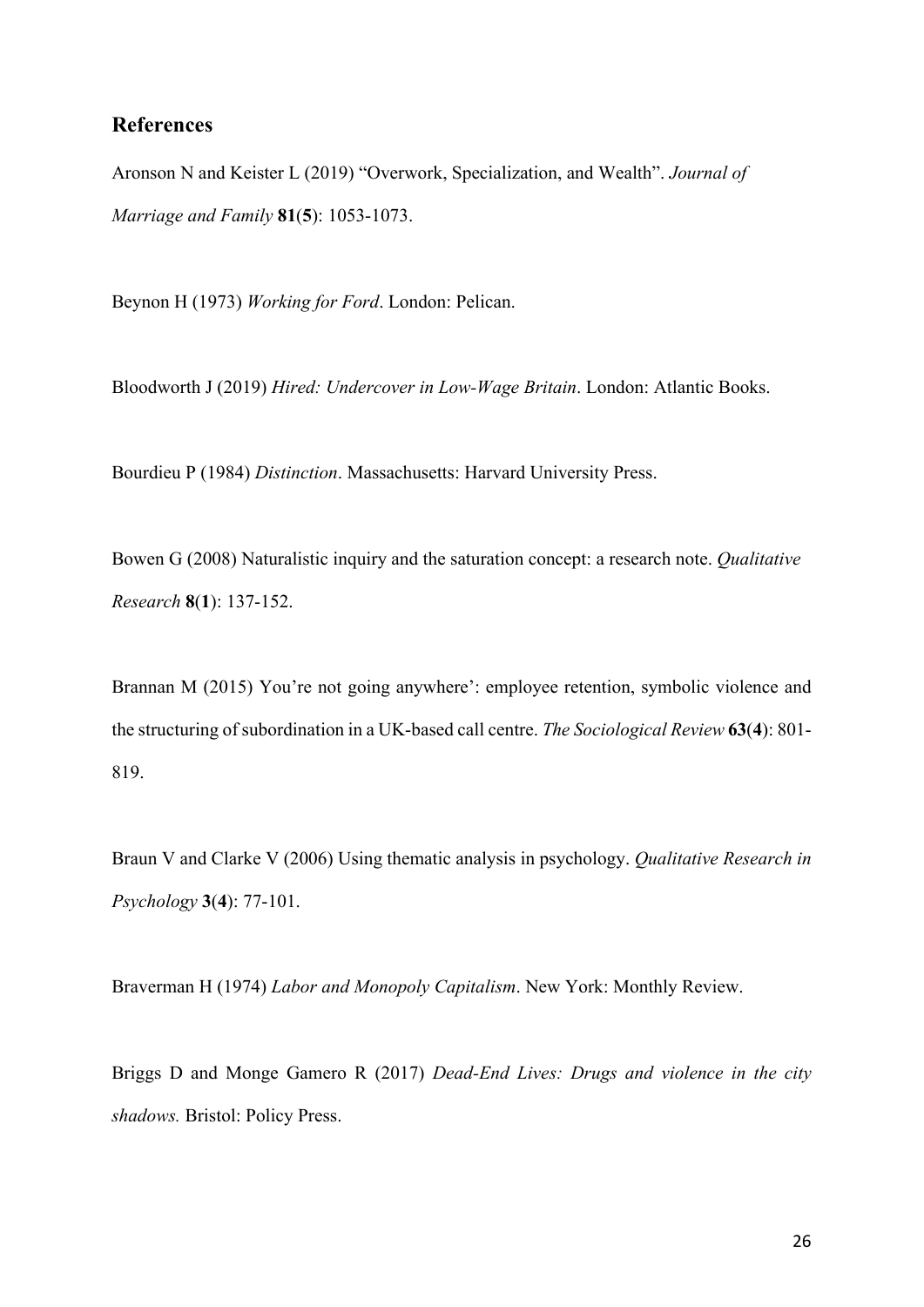## References

Aronson N and Keister L (2019) "Overwork, Specialization, and Wealth". *Journal of Marriage and Family* **81**(**5**): 1053-1073.

Beynon H (1973) *Working for Ford*. London: Pelican.

Bloodworth J (2019) *Hired: Undercover in Low-Wage Britain*. London: Atlantic Books.

Bourdieu P (1984) *Distinction*. Massachusetts: Harvard University Press.

Bowen G (2008) Naturalistic inquiry and the saturation concept: a research note. *Qualitative Research* **8**(**1**): 137-152.

Brannan M (2015) You're not going anywhere': employee retention, symbolic violence and the structuring of subordination in a UK-based call centre. *The Sociological Review* **63**(**4**): 801-819.

Braun V and Clarke V (2006) Using thematic analysis in psychology. *Qualitative Research in Psychology* **3**(**4**): 77-101.

Braverman H (1974) *Labor and Monopoly Capitalism*. New York: Monthly Review.

Briggs D and Monge Gamero R (2017) *Dead-End Lives: Drugs and violence in the city shadows.* Bristol: Policy Press.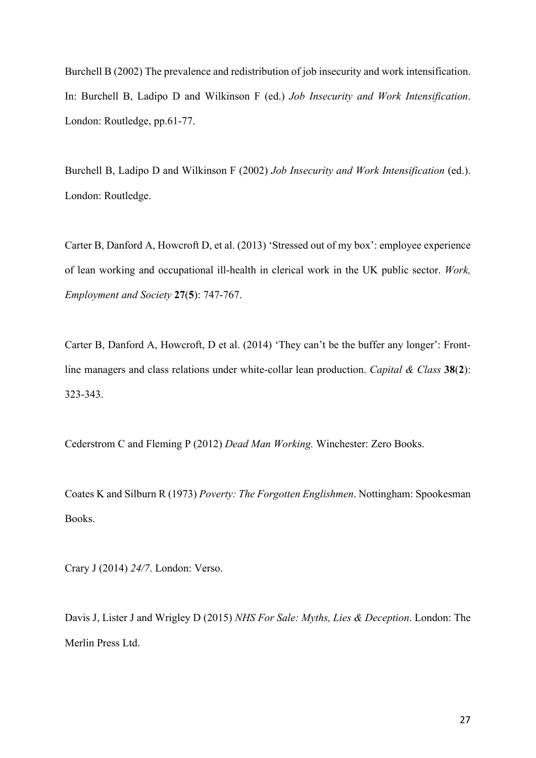Burchell B (2002) The prevalence and redistribution of job insecurity and work intensification. In: Burchell B, Ladipo D and Wilkinson F (ed.) *Job Insecurity and Work Intensification*. London: Routledge, pp.61-77.

Burchell B, Ladipo D and Wilkinson F (2002) *Job Insecurity and Work Intensification* (ed.). London: Routledge.

Carter B, Danford A, Howcroft D, et al. (2013) 'Stressed out of my box': employee experience of lean working and occupational ill-health in clerical work in the UK public sector. *Work, Employment and Society* **27**(**5**): 747-767.

Carter B, Danford A, Howcroft, D et al. (2014) 'They can't be the buffer any longer': Front-line managers and class relations under white-collar lean production. *Capital & Class* **38**(**2**): 323-343.

Cederstrom C and Fleming P (2012) *Dead Man Working.* Winchester: Zero Books.

Coates K and Silburn R (1973) *Poverty: The Forgotten Englishmen*. Nottingham: Spookesman Books.

Crary J (2014) *24/7*. London: Verso.

Davis J, Lister J and Wrigley D (2015) *NHS For Sale: Myths, Lies & Deception*. London: The Merlin Press Ltd.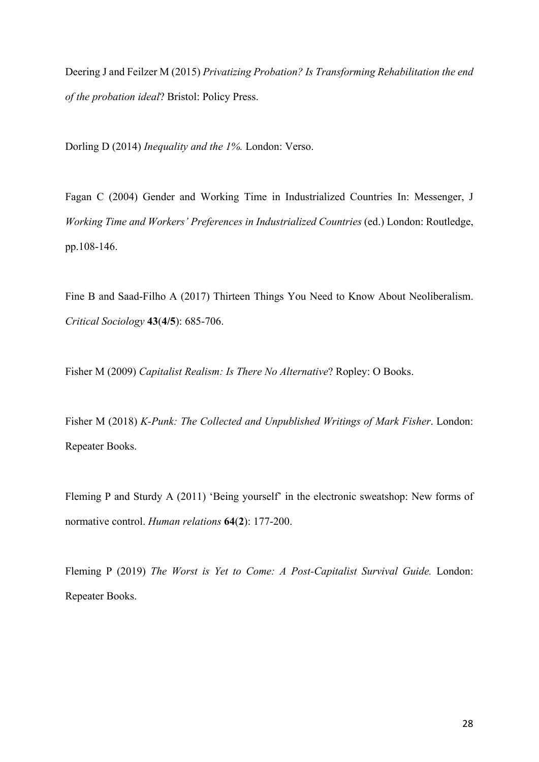Deering J and Feilzer M (2015) *Privatizing Probation? Is Transforming Rehabilitation the end of the probation ideal*? Bristol: Policy Press.

Dorling D (2014) *Inequality and the 1%.* London: Verso.

Fagan C (2004) Gender and Working Time in Industrialized Countries In: Messenger, J *Working Time and Workers' Preferences in Industrialized Countries* (ed.) London: Routledge, pp.108-146.

Fine B and Saad-Filho A (2017) Thirteen Things You Need to Know About Neoliberalism. *Critical Sociology* **43**(**4/5**): 685-706.

Fisher M (2009) *Capitalist Realism: Is There No Alternative*? Ropley: O Books.

Fisher M (2018) *K-Punk: The Collected and Unpublished Writings of Mark Fisher*. London: Repeater Books.

Fleming P and Sturdy A (2011) 'Being yourself' in the electronic sweatshop: New forms of normative control. *Human relations* **64**(**2**): 177-200.

Fleming P (2019) *The Worst is Yet to Come: A Post-Capitalist Survival Guide.* London: Repeater Books.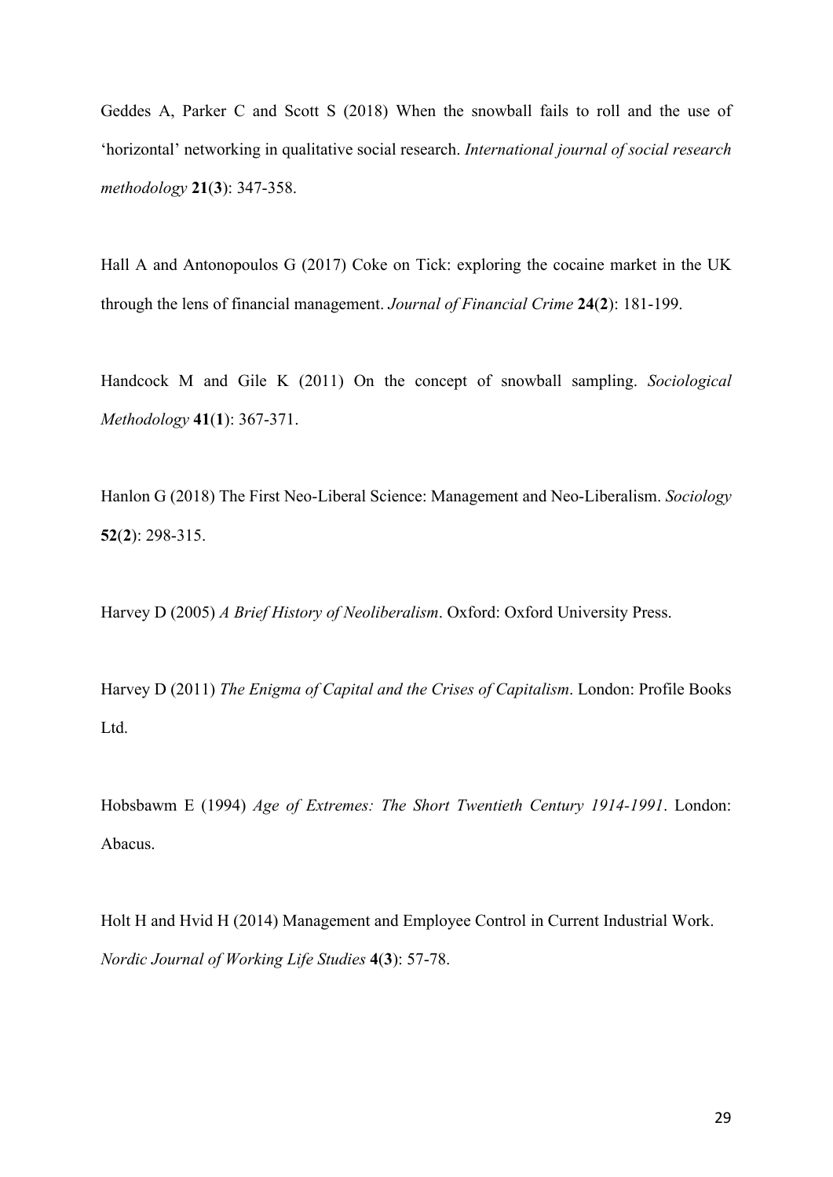Geddes A, Parker C and Scott S (2018) When the snowball fails to roll and the use of 'horizontal' networking in qualitative social research. *International journal of social research methodology* **21**(**3**): 347-358.

Hall A and Antonopoulos G (2017) Coke on Tick: exploring the cocaine market in the UK through the lens of financial management. *Journal of Financial Crime* **24**(**2**): 181-199.

Handcock M and Gile K (2011) On the concept of snowball sampling. *Sociological Methodology* **41**(**1**): 367-371.

Hanlon G (2018) The First Neo-Liberal Science: Management and Neo-Liberalism. *Sociology* **52**(**2**): 298-315.

Harvey D (2005) *A Brief History of Neoliberalism*. Oxford: Oxford University Press.

Harvey D (2011) *The Enigma of Capital and the Crises of Capitalism*. London: Profile Books Ltd.

Hobsbawm E (1994) *Age of Extremes: The Short Twentieth Century 1914-1991*. London: Abacus.

Holt H and Hvid H (2014) Management and Employee Control in Current Industrial Work. *Nordic Journal of Working Life Studies* **4**(**3**): 57-78.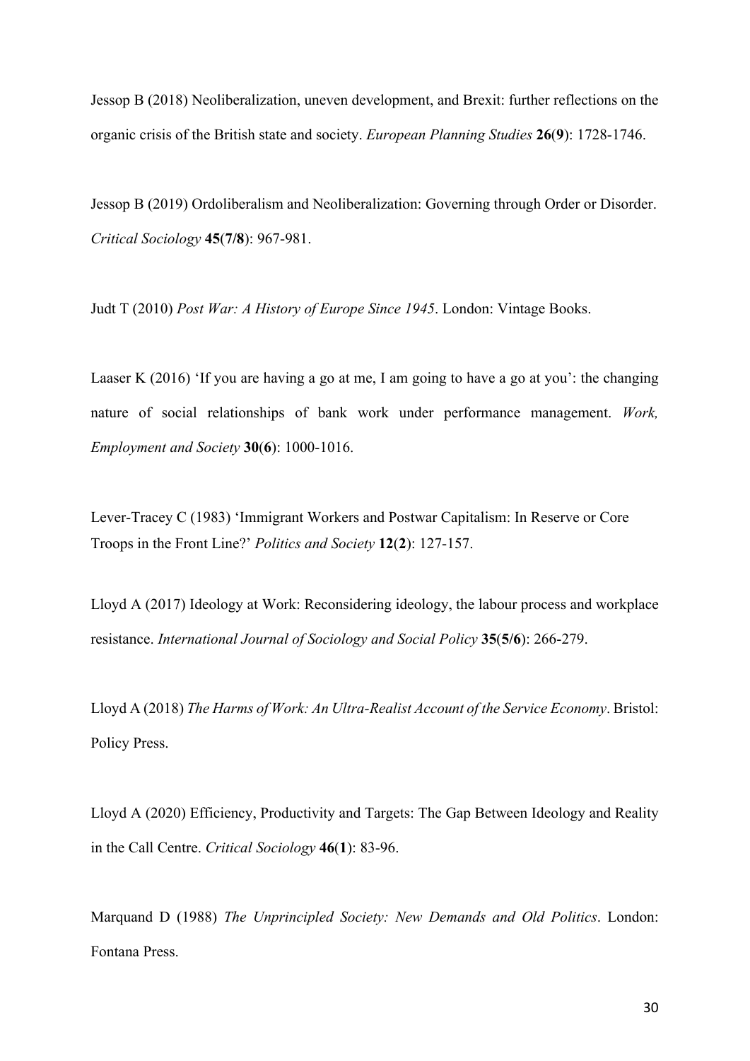Jessop B (2018) Neoliberalization, uneven development, and Brexit: further reflections on the organic crisis of the British state and society. *European Planning Studies* **26**(**9**): 1728-1746.

Jessop B (2019) Ordoliberalism and Neoliberalization: Governing through Order or Disorder. *Critical Sociology* **45**(**7/8**): 967-981.

Judt T (2010) *Post War: A History of Europe Since 1945*. London: Vintage Books.

Laaser K (2016) 'If you are having a go at me, I am going to have a go at you': the changing nature of social relationships of bank work under performance management. *Work, Employment and Society* **30**(**6**): 1000-1016.

Lever-Tracey C (1983) 'Immigrant Workers and Postwar Capitalism: In Reserve or Core Troops in the Front Line?' *Politics and Society* **12**(**2**): 127-157.

Lloyd A (2017) Ideology at Work: Reconsidering ideology, the labour process and workplace resistance. *International Journal of Sociology and Social Policy* **35**(**5/6**): 266-279.

Lloyd A (2018) *The Harms of Work: An Ultra-Realist Account of the Service Economy*. Bristol: Policy Press.

Lloyd A (2020) Efficiency, Productivity and Targets: The Gap Between Ideology and Reality in the Call Centre. *Critical Sociology* **46**(**1**): 83-96.

Marquand D (1988) *The Unprincipled Society: New Demands and Old Politics*. London: Fontana Press.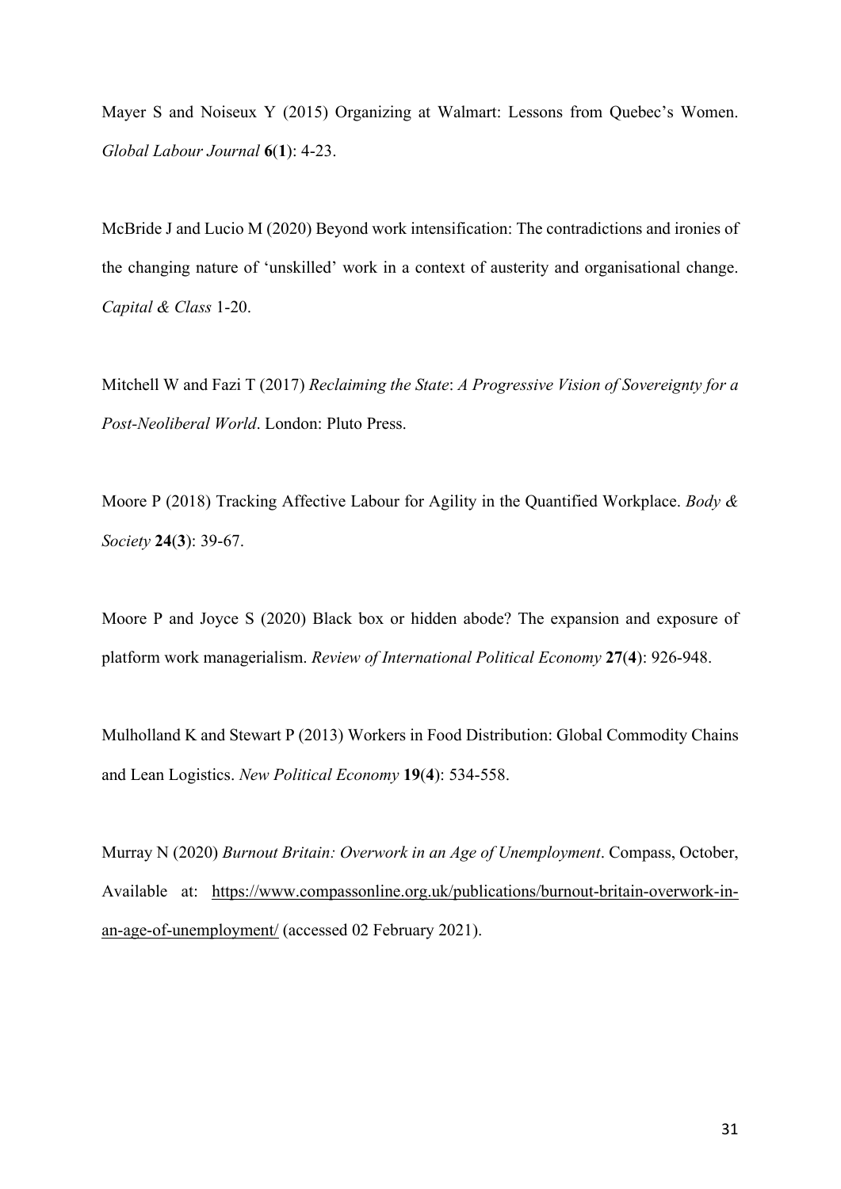Mayer S and Noiseux Y (2015) Organizing at Walmart: Lessons from Quebec's Women. *Global Labour Journal* **6**(**1**): 4-23.

McBride J and Lucio M (2020) Beyond work intensification: The contradictions and ironies of the changing nature of 'unskilled' work in a context of austerity and organisational change. *Capital & Class* 1-20.

Mitchell W and Fazi T (2017) *Reclaiming the State*: *A Progressive Vision of Sovereignty for a Post-Neoliberal World*. London: Pluto Press.

Moore P (2018) Tracking Affective Labour for Agility in the Quantified Workplace. *Body & Society* **24**(**3**): 39-67.

Moore P and Joyce S (2020) Black box or hidden abode? The expansion and exposure of platform work managerialism. *Review of International Political Economy* **27**(**4**): 926-948.

Mulholland K and Stewart P (2013) Workers in Food Distribution: Global Commodity Chains and Lean Logistics. *New Political Economy* **19**(**4**): 534-558.

Murray N (2020) *Burnout Britain: Overwork in an Age of Unemployment*. Compass, October, Available at: https://www.compassonline.org.uk/publications/burnout-britain-overwork-in-an-age-of-unemployment/ (accessed 02 February 2021).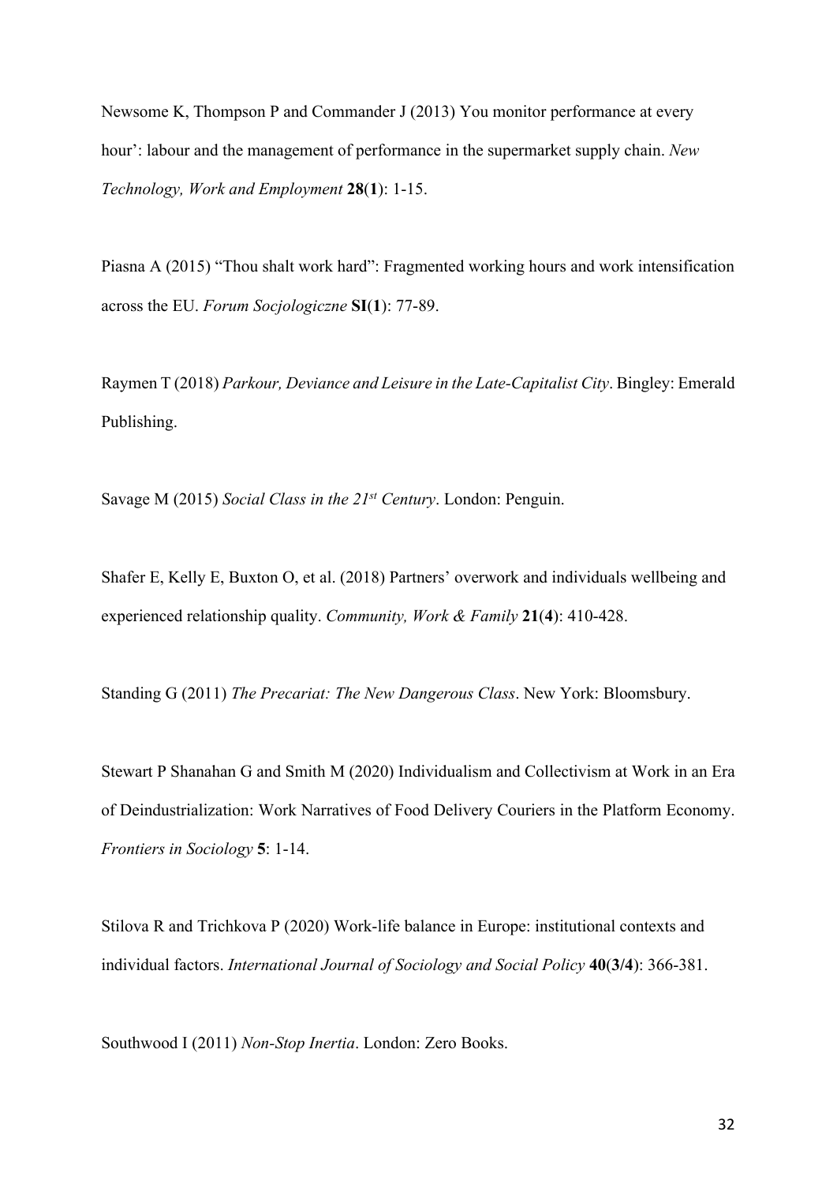Newsome K, Thompson P and Commander J (2013) You monitor performance at every hour': labour and the management of performance in the supermarket supply chain. *New Technology, Work and Employment* **28**(**1**): 1-15.

Piasna A (2015) "Thou shalt work hard": Fragmented working hours and work intensification across the EU. *Forum Socjologiczne* **SI**(**1**): 77-89.

Raymen T (2018) *Parkour, Deviance and Leisure in the Late-Capitalist City*. Bingley: Emerald Publishing.

Savage M (2015) *Social Class in the 21st Century*. London: Penguin.

Shafer E, Kelly E, Buxton O, et al. (2018) Partners' overwork and individuals wellbeing and experienced relationship quality. *Community, Work & Family* **21**(**4**): 410-428.

Standing G (2011) *The Precariat: The New Dangerous Class*. New York: Bloomsbury.

Stewart P Shanahan G and Smith M (2020) Individualism and Collectivism at Work in an Era of Deindustrialization: Work Narratives of Food Delivery Couriers in the Platform Economy. *Frontiers in Sociology* **5**: 1-14.

Stilova R and Trichkova P (2020) Work-life balance in Europe: institutional contexts and individual factors. *International Journal of Sociology and Social Policy* **40**(**3/4**): 366-381.

Southwood I (2011) *Non-Stop Inertia*. London: Zero Books.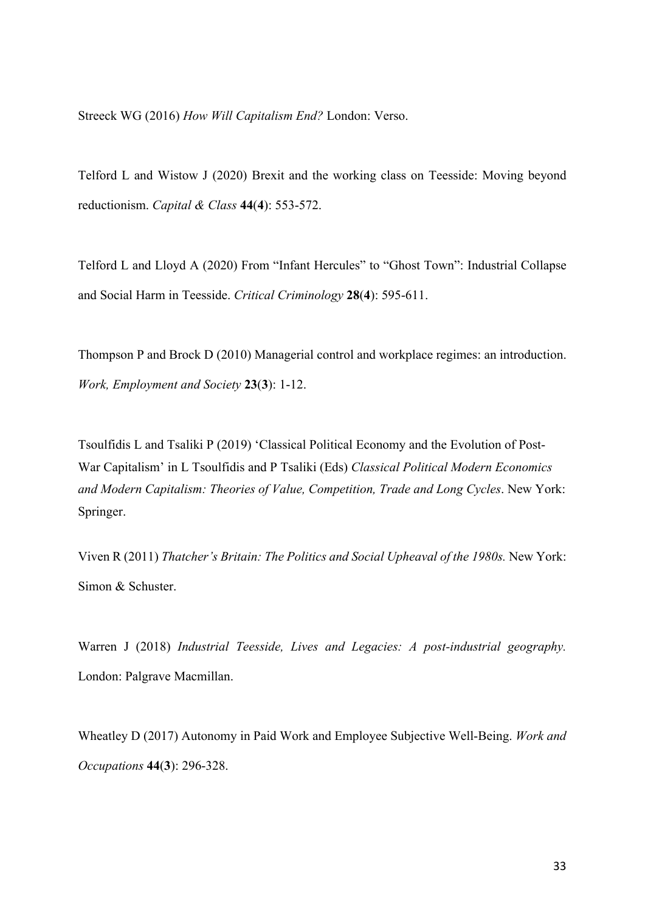Streeck WG (2016) *How Will Capitalism End?* London: Verso.

Telford L and Wistow J (2020) Brexit and the working class on Teesside: Moving beyond reductionism. *Capital & Class* **44**(**4**): 553-572.

Telford L and Lloyd A (2020) From "Infant Hercules" to "Ghost Town": Industrial Collapse and Social Harm in Teesside. *Critical Criminology* **28**(**4**): 595-611.

Thompson P and Brock D (2010) Managerial control and workplace regimes: an introduction. *Work, Employment and Society* **23**(**3**): 1-12.

Tsoulfidis L and Tsaliki P (2019) 'Classical Political Economy and the Evolution of Post-War Capitalism' in L Tsoulfidis and P Tsaliki (Eds) *Classical Political Modern Economics and Modern Capitalism: Theories of Value, Competition, Trade and Long Cycles*. New York: Springer.

Viven R (2011) *Thatcher's Britain: The Politics and Social Upheaval of the 1980s.* New York: Simon & Schuster.

Warren J (2018) *Industrial Teesside, Lives and Legacies: A post-industrial geography.* London: Palgrave Macmillan.

Wheatley D (2017) Autonomy in Paid Work and Employee Subjective Well-Being. *Work and Occupations* **44**(**3**): 296-328.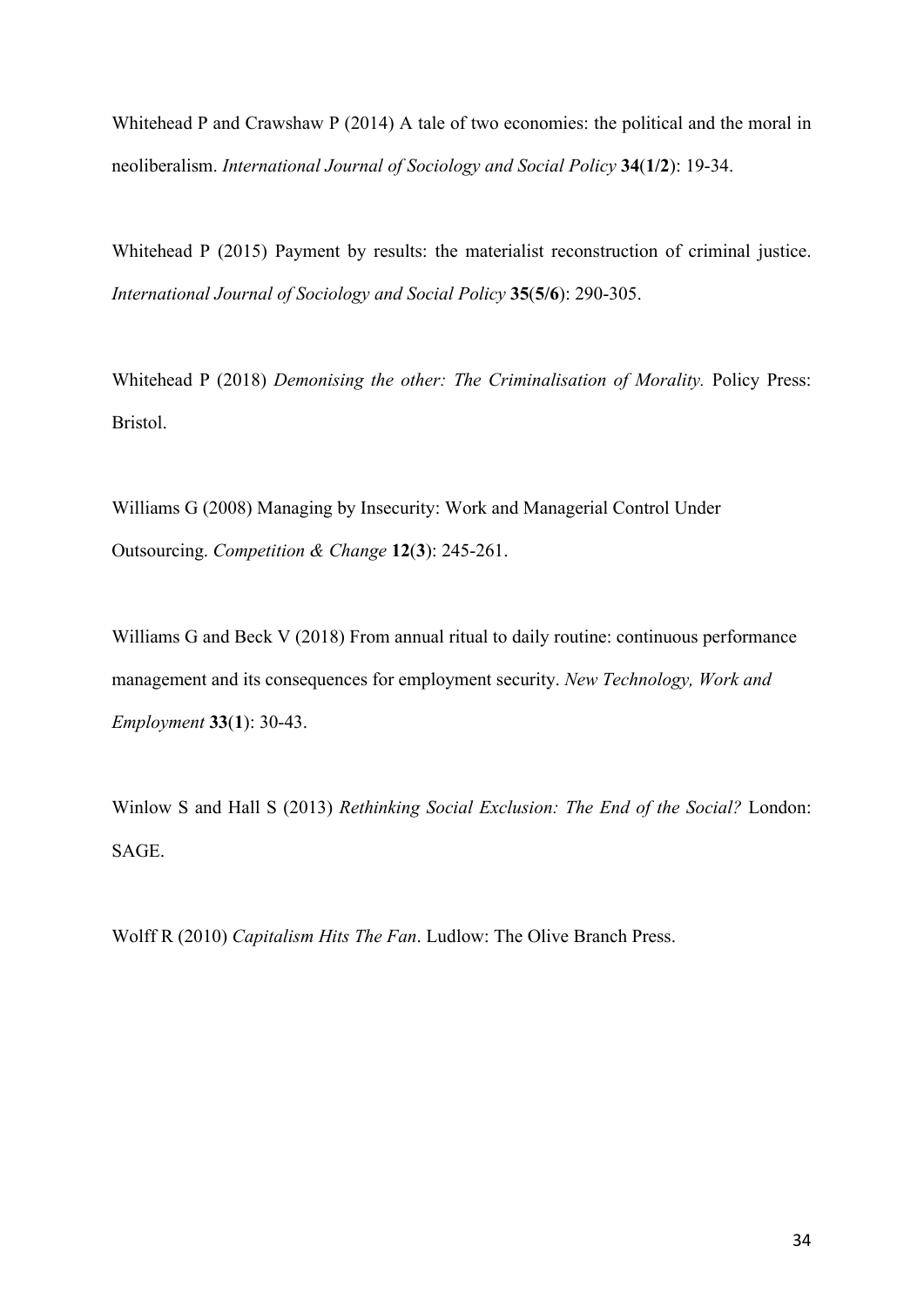Whitehead P and Crawshaw P (2014) A tale of two economies: the political and the moral in neoliberalism. *International Journal of Sociology and Social Policy* **34**(**1/2**): 19-34.

Whitehead P (2015) Payment by results: the materialist reconstruction of criminal justice. *International Journal of Sociology and Social Policy* **35**(**5/6**): 290-305.

Whitehead P (2018) *Demonising the other: The Criminalisation of Morality.* Policy Press: Bristol.

Williams G (2008) Managing by Insecurity: Work and Managerial Control Under Outsourcing. *Competition & Change* **12**(**3**): 245-261.

Williams G and Beck V (2018) From annual ritual to daily routine: continuous performance management and its consequences for employment security. *New Technology, Work and Employment* **33**(**1**): 30-43.

Winlow S and Hall S (2013) *Rethinking Social Exclusion: The End of the Social?* London: SAGE.

Wolff R (2010) *Capitalism Hits The Fan*. Ludlow: The Olive Branch Press.